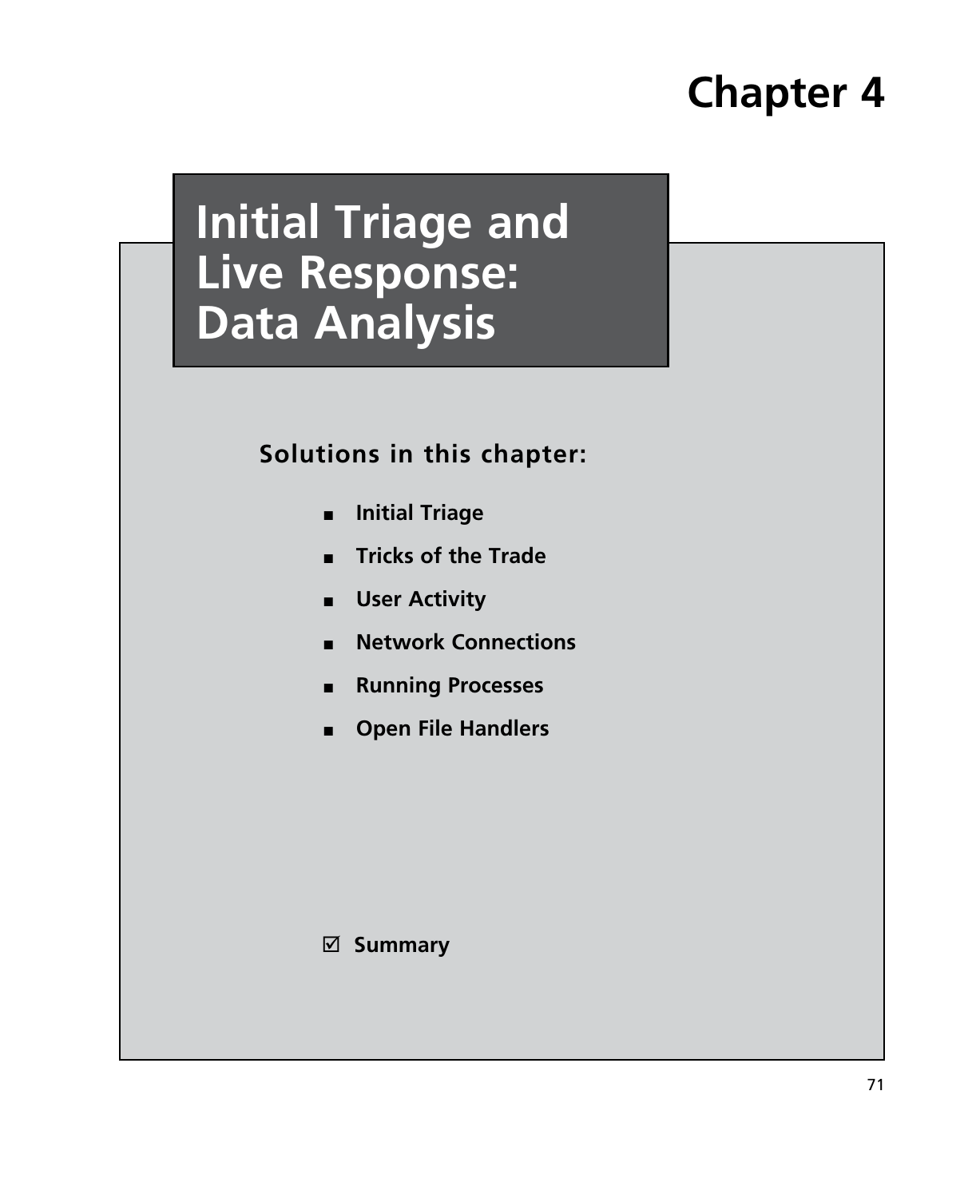# Chapter 4

# Initial Triage and Live Response: Data Analysis

**Solutions in this chapter:**

- **Initial Triage**
- **Tricks of the Trade**
- **User Activity**
- **Network Connections**
- **Running Processes**
- **Open File Handlers**

☑ **Summary**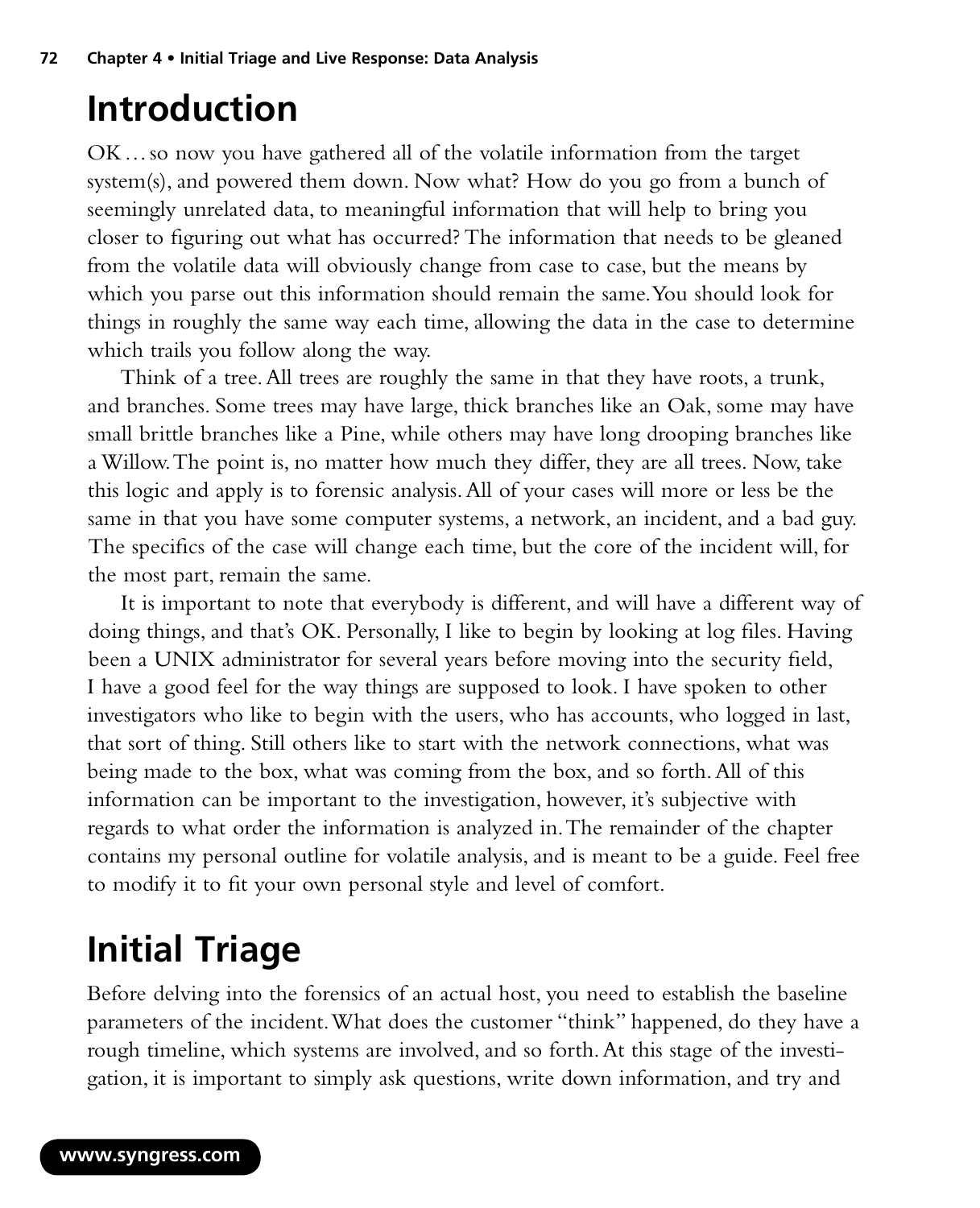# Introduction

OK… so now you have gathered all of the volatile information from the target system(s), and powered them down. Now what? How do you go from a bunch of seemingly unrelated data, to meaningful information that will help to bring you closer to figuring out what has occurred? The information that needs to be gleaned from the volatile data will obviously change from case to case, but the means by which you parse out this information should remain the same. You should look for things in roughly the same way each time, allowing the data in the case to determine which trails you follow along the way.

Think of a tree. All trees are roughly the same in that they have roots, a trunk, and branches. Some trees may have large, thick branches like an Oak, some may have small brittle branches like a Pine, while others may have long drooping branches like a Willow. The point is, no matter how much they differ, they are all trees. Now, take this logic and apply is to forensic analysis. All of your cases will more or less be the same in that you have some computer systems, a network, an incident, and a bad guy. The specifics of the case will change each time, but the core of the incident will, for the most part, remain the same.

It is important to note that everybody is different, and will have a different way of doing things, and that's OK. Personally, I like to begin by looking at log files. Having been a UNIX administrator for several years before moving into the security field, I have a good feel for the way things are supposed to look. I have spoken to other investigators who like to begin with the users, who has accounts, who logged in last, that sort of thing. Still others like to start with the network connections, what was being made to the box, what was coming from the box, and so forth. All of this information can be important to the investigation, however, it's subjective with regards to what order the information is analyzed in. The remainder of the chapter contains my personal outline for volatile analysis, and is meant to be a guide. Feel free to modify it to fit your own personal style and level of comfort.

# Initial Triage

Before delving into the forensics of an actual host, you need to establish the baseline parameters of the incident. What does the customer "think" happened, do they have a rough timeline, which systems are involved, and so forth. At this stage of the investigation, it is important to simply ask questions, write down information, and try and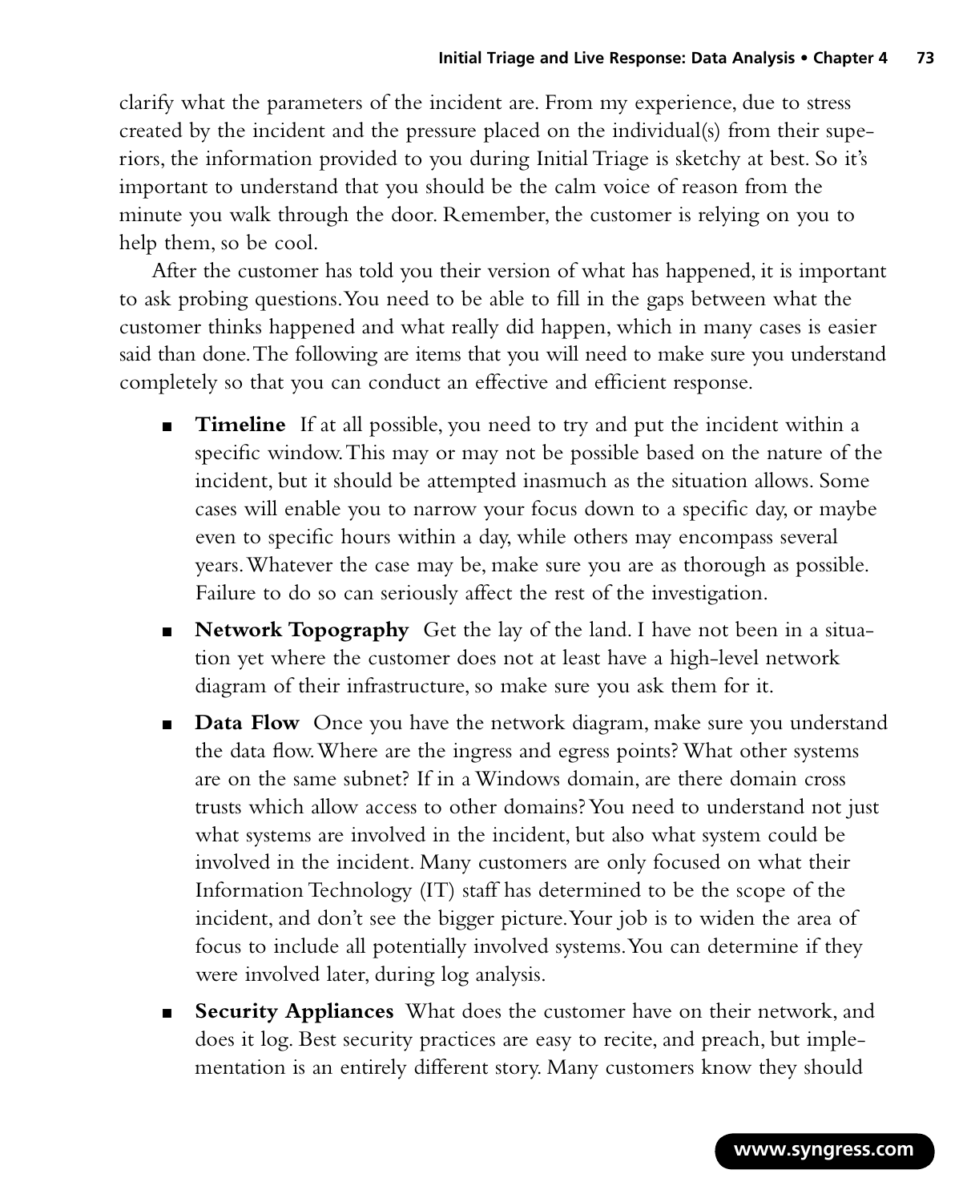clarify what the parameters of the incident are. From my experience, due to stress created by the incident and the pressure placed on the individual(s) from their superiors, the information provided to you during Initial Triage is sketchy at best. So it's important to understand that you should be the calm voice of reason from the minute you walk through the door. Remember, the customer is relying on you to help them, so be cool.

After the customer has told you their version of what has happened, it is important to ask probing questions. You need to be able to fill in the gaps between what the customer thinks happened and what really did happen, which in many cases is easier said than done. The following are items that you will need to make sure you understand completely so that you can conduct an effective and efficient response.

- **Timeline** If at all possible, you need to try and put the incident within a specific window. This may or may not be possible based on the nature of the incident, but it should be attempted inasmuch as the situation allows. Some cases will enable you to narrow your focus down to a specific day, or maybe even to specific hours within a day, while others may encompass several years. Whatever the case may be, make sure you are as thorough as possible. Failure to do so can seriously affect the rest of the investigation.
- **Network Topography** Get the lay of the land. I have not been in a situation yet where the customer does not at least have a high-level network diagram of their infrastructure, so make sure you ask them for it.
- **Data Flow** Once you have the network diagram, make sure you understand the data flow. Where are the ingress and egress points? What other systems are on the same subnet? If in a Windows domain, are there domain cross trusts which allow access to other domains? You need to understand not just what systems are involved in the incident, but also what system could be involved in the incident. Many customers are only focused on what their Information Technology (IT) staff has determined to be the scope of the incident, and don't see the bigger picture. Your job is to widen the area of focus to include all potentially involved systems. You can determine if they were involved later, during log analysis.
- **Security Appliances** What does the customer have on their network, and does it log. Best security practices are easy to recite, and preach, but implementation is an entirely different story. Many customers know they should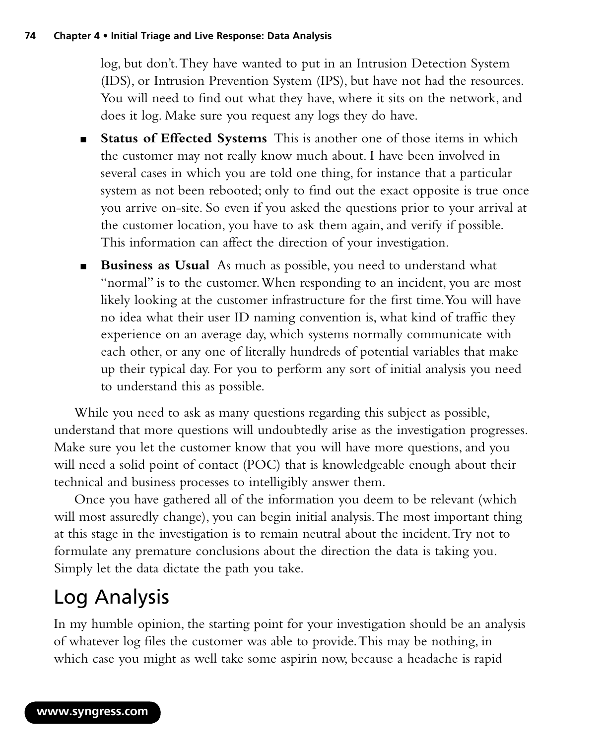log, but don't. They have wanted to put in an Intrusion Detection System (IDS), or Intrusion Prevention System (IPS), but have not had the resources. You will need to find out what they have, where it sits on the network, and does it log. Make sure you request any logs they do have.

- **Status of Effected Systems** This is another one of those items in which the customer may not really know much about. I have been involved in several cases in which you are told one thing, for instance that a particular system as not been rebooted; only to find out the exact opposite is true once you arrive on-site. So even if you asked the questions prior to your arrival at the customer location, you have to ask them again, and verify if possible. This information can affect the direction of your investigation.
- **Business as Usual** As much as possible, you need to understand what "normal" is to the customer. When responding to an incident, you are most likely looking at the customer infrastructure for the first time. You will have no idea what their user ID naming convention is, what kind of traffic they experience on an average day, which systems normally communicate with each other, or any one of literally hundreds of potential variables that make up their typical day. For you to perform any sort of initial analysis you need to understand this as possible.

While you need to ask as many questions regarding this subject as possible, understand that more questions will undoubtedly arise as the investigation progresses. Make sure you let the customer know that you will have more questions, and you will need a solid point of contact (POC) that is knowledgeable enough about their technical and business processes to intelligibly answer them.

Once you have gathered all of the information you deem to be relevant (which will most assuredly change), you can begin initial analysis. The most important thing at this stage in the investigation is to remain neutral about the incident. Try not to formulate any premature conclusions about the direction the data is taking you. Simply let the data dictate the path you take.

## Log Analysis

In my humble opinion, the starting point for your investigation should be an analysis of whatever log files the customer was able to provide. This may be nothing, in which case you might as well take some aspirin now, because a headache is rapid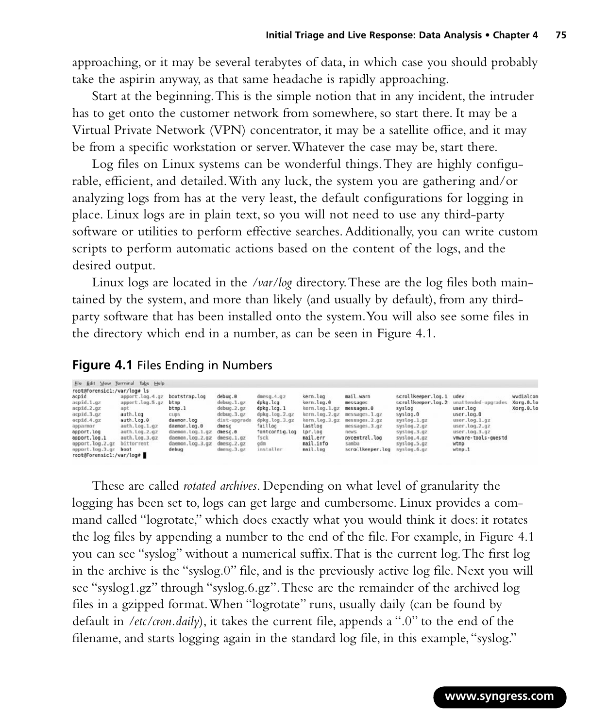approaching, or it may be several terabytes of data, in which case you should probably take the aspirin anyway, as that same headache is rapidly approaching.

Start at the beginning. This is the simple notion that in any incident, the intruder has to get onto the customer network from somewhere, so start there. It may be a Virtual Private Network (VPN) concentrator, it may be a satellite office, and it may be from a specific workstation or server. Whatever the case may be, start there.

Log files on Linux systems can be wonderful things. They are highly configurable, efficient, and detailed. With any luck, the system you are gathering and/or analyzing logs from has at the very least, the default configurations for logging in place. Linux logs are in plain text, so you will not need to use any third-party software or utilities to perform effective searches. Additionally, you can write custom scripts to perform automatic actions based on the content of the logs, and the desired output.

Linux logs are located in the */var/log* directory. These are the log files both maintained by the system, and more than likely (and usually by default), from any third-party software that has been installed onto the system. You will also see some files in the directory which end in a number, as can be seen in Figure 4.1.

**Figure 4.1** Files Ending in Numbers

```
root@Forensic1:/var/log# ls
acpid            apport.log.4.gz  bootstrap.log     debug.0        dmesg.4.gz      kern.log         mail.warn         scrollkeeper.log.1  udev                wvdialcon
acpid.1.gz       apport.log.5.gz  btmp              debug.1.gz     dpkg.log        kern.log.0       messages          scrollkeeper.log.2  unattended-upgrades Xorg.0.lo
acpid.2.gz       apt              btmp.1            debug.2.gz     dpkg.log.1      kern.log.1.gz    messages.0        syslog              user.log            Xorg.0.lo
acpid.3.gz       auth.log         cups              debug.3.gz     dpkg.log.2.gz   kern.log.2.gz    messages.1.gz     syslog.0            user.log.0
acpid.4.gz       auth.log.0       daemon.log        dist-upgrade   dpkg.log.3.gz   kern.log.3.gz    messages.2.gz     syslog.1.gz         user.log.1.gz
apparmor         auth.log.1.gz    daemon.log.0      dmesg          faillog         lastlog          messages.3.gz     syslog.2.gz         user.log.2.gz
apport.log       auth.log.2.gz    daemon.log.1.gz   dmesg.0        fontconfig.log  lpr.log          news              syslog.3.gz         user.log.3.gz
apport.log.1     auth.log.3.gz    daemon.log.2.gz   dmesg.1.gz     fsck            mail.err         pycentral.log     syslog.4.gz         vmware-tools-guestd
apport.log.2.gz  bittorrent       daemon.log.3.gz   dmesg.2.gz     gdm             mail.info        samba             syslog.5.gz         wtmp
apport.log.3.gz  boot             debug             dmesg.3.gz     installer       mail.log         scrollkeeper.log  syslog.6.gz         wtmp.1
root@Forensic1:/var/log#
```

These are called *rotated archives*. Depending on what level of granularity the logging has been set to, logs can get large and cumbersome. Linux provides a command called "logrotate," which does exactly what you would think it does: it rotates the log files by appending a number to the end of the file. For example, in Figure 4.1 you can see "syslog" without a numerical suffix. That is the current log. The first log in the archive is the "syslog.0" file, and is the previously active log file. Next you will see "syslog1.gz" through "syslog.6.gz". These are the remainder of the archived log files in a gzipped format. When "logrotate" runs, usually daily (can be found by default in */etc/cron.daily*), it takes the current file, appends a ".0" to the end of the filename, and starts logging again in the standard log file, in this example, "syslog."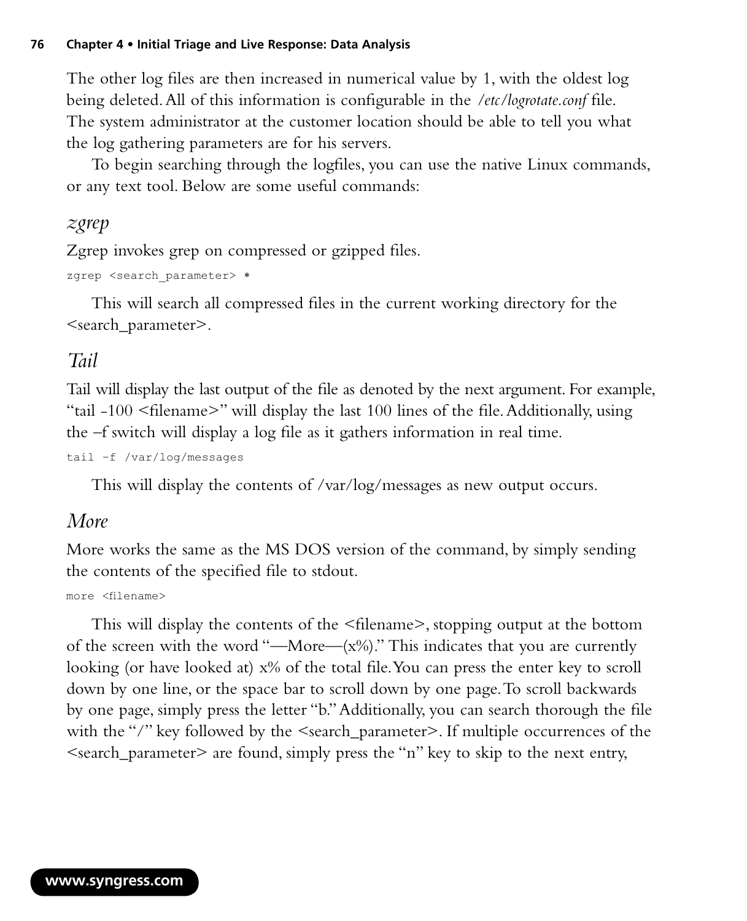The other log files are then increased in numerical value by 1, with the oldest log being deleted. All of this information is configurable in the */etc/logrotate.conf* file. The system administrator at the customer location should be able to tell you what the log gathering parameters are for his servers.

To begin searching through the logfiles, you can use the native Linux commands, or any text tool. Below are some useful commands:

### *zgrep*

Zgrep invokes grep on compressed or gzipped files.

```
zgrep <search_parameter> *
```

This will search all compressed files in the current working directory for the <search_parameter>.

### *Tail*

Tail will display the last output of the file as denoted by the next argument. For example, "tail -100 <filename>" will display the last 100 lines of the file. Additionally, using the –f switch will display a log file as it gathers information in real time.

```
tail -f /var/log/messages
```

This will display the contents of /var/log/messages as new output occurs.

### *More*

More works the same as the MS DOS version of the command, by simply sending the contents of the specified file to stdout.

```
more <filename>
```

This will display the contents of the <filename>, stopping output at the bottom of the screen with the word "—More—(x%)." This indicates that you are currently looking (or have looked at) x% of the total file. You can press the enter key to scroll down by one line, or the space bar to scroll down by one page. To scroll backwards by one page, simply press the letter "b." Additionally, you can search thorough the file with the "/" key followed by the <search_parameter>. If multiple occurrences of the <search_parameter> are found, simply press the "n" key to skip to the next entry,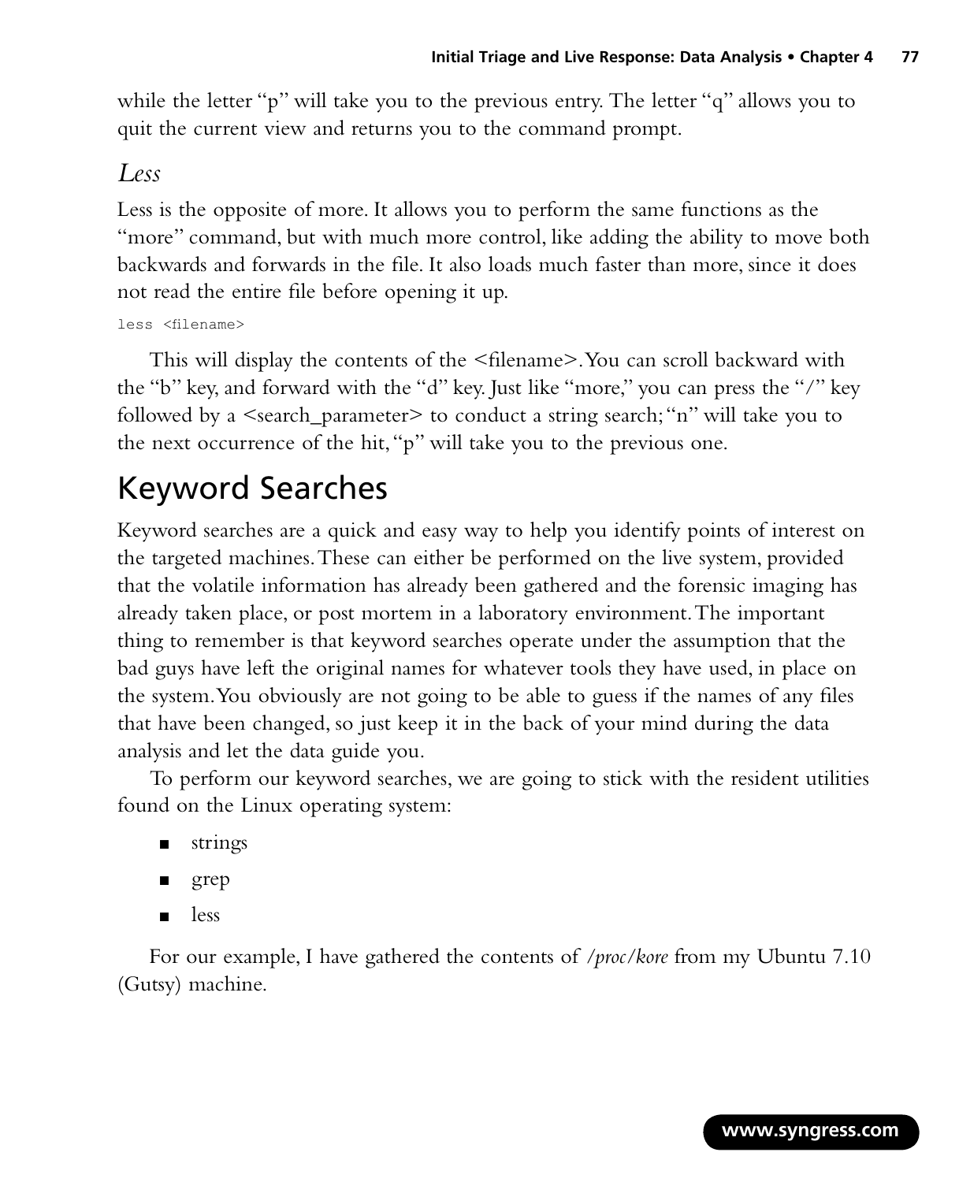while the letter "p" will take you to the previous entry. The letter "q" allows you to quit the current view and returns you to the command prompt.

### *Less*

Less is the opposite of more. It allows you to perform the same functions as the "more" command, but with much more control, like adding the ability to move both backwards and forwards in the file. It also loads much faster than more, since it does not read the entire file before opening it up.

```
less <filename>
```

This will display the contents of the <filename>. You can scroll backward with the "b" key, and forward with the "d" key. Just like "more," you can press the "/" key followed by a <search_parameter> to conduct a string search; "n" will take you to the next occurrence of the hit, "p" will take you to the previous one.

## Keyword Searches

Keyword searches are a quick and easy way to help you identify points of interest on the targeted machines. These can either be performed on the live system, provided that the volatile information has already been gathered and the forensic imaging has already taken place, or post mortem in a laboratory environment. The important thing to remember is that keyword searches operate under the assumption that the bad guys have left the original names for whatever tools they have used, in place on the system. You obviously are not going to be able to guess if the names of any files that have been changed, so just keep it in the back of your mind during the data analysis and let the data guide you.

To perform our keyword searches, we are going to stick with the resident utilities found on the Linux operating system:

- strings
- grep
- less

For our example, I have gathered the contents of */proc/kore* from my Ubuntu 7.10 (Gutsy) machine.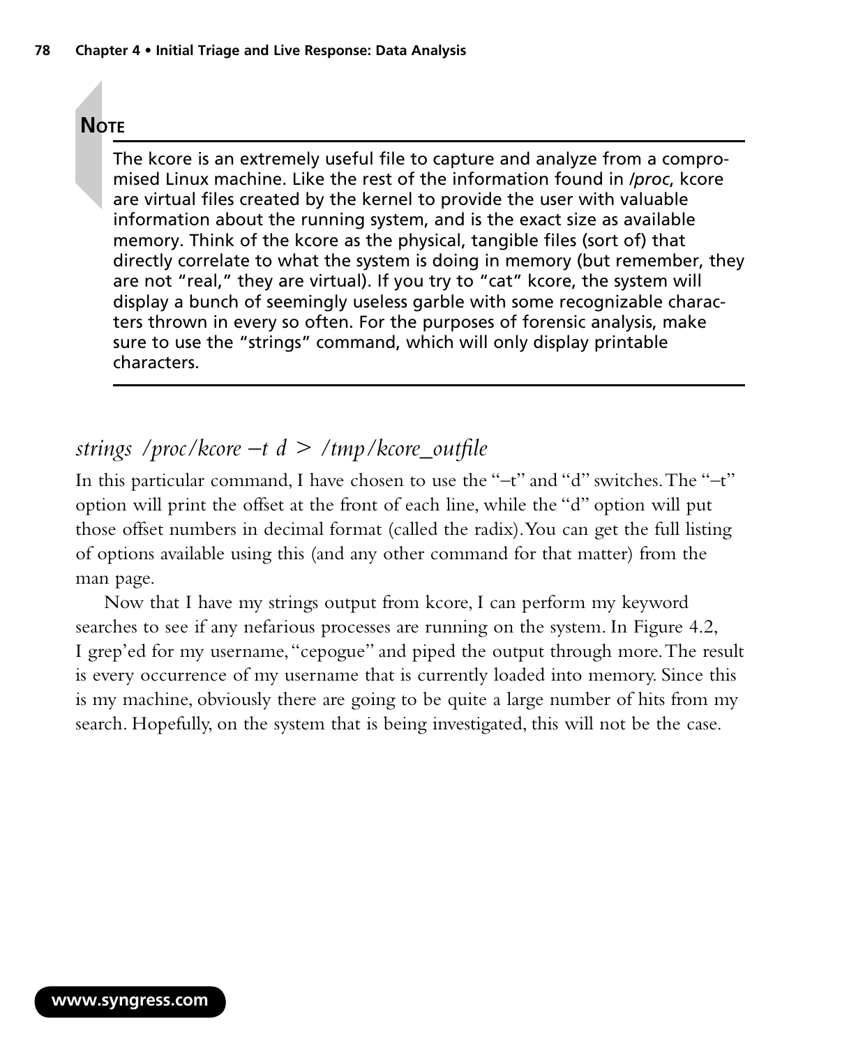**NOTE**

The kcore is an extremely useful file to capture and analyze from a compromised Linux machine. Like the rest of the information found in */proc*, kcore are virtual files created by the kernel to provide the user with valuable information about the running system, and is the exact size as available memory. Think of the kcore as the physical, tangible files (sort of) that directly correlate to what the system is doing in memory (but remember, they are not "real," they are virtual). If you try to "cat" kcore, the system will display a bunch of seemingly useless garble with some recognizable characters thrown in every so often. For the purposes of forensic analysis, make sure to use the "strings" command, which will only display printable characters.

---

*strings /proc/kcore –t d > /tmp/kcore_outfile*

In this particular command, I have chosen to use the "–t" and "d" switches. The "–t" option will print the offset at the front of each line, while the "d" option will put those offset numbers in decimal format (called the radix). You can get the full listing of options available using this (and any other command for that matter) from the man page.

Now that I have my strings output from kcore, I can perform my keyword searches to see if any nefarious processes are running on the system. In Figure 4.2, I grep'ed for my username, "cepogue" and piped the output through more. The result is every occurrence of my username that is currently loaded into memory. Since this is my machine, obviously there are going to be quite a large number of hits from my search. Hopefully, on the system that is being investigated, this will not be the case.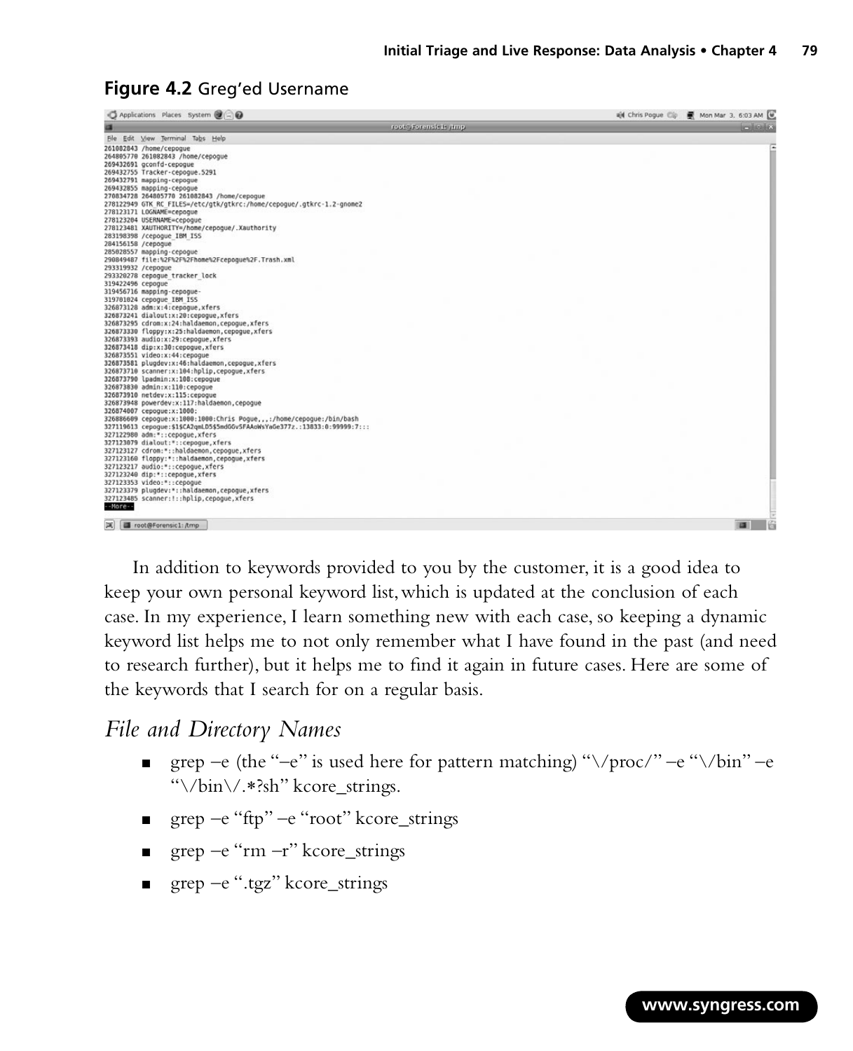**Figure 4.2** Greg'ed Username

```
261082843 /home/cepogue
264805770 261082843 /home/cepogue
269432691 gconfd-cepogue
269432755 Tracker-cepogue.5291
269432791 mapping-cepogue
269432855 mapping-cepogue
270834728 264805770 261082843 /home/cepogue
278122949 GTK_RC_FILES=/etc/gtk/gtkrc:/home/cepogue/.gtkrc-1.2-gnome2
278123171 LOGNAME=cepogue
278123204 USERNAME=cepogue
278123481 XAUTHORITY=/home/cepogue/.Xauthority
283198398 /cepogue_IBM_ISS
284156158 /cepogue
285028557 mapping-cepogue
290849487 file:%2F%2F%2Fhome%2Fcepogue%2F.Trash.xml
293319932 /cepogue
293320278 cepogue_tracker_lock
319422496 cepogue
319456716 mapping-cepogue-
319701024 cepogue_IBM_ISS
326873128 adm:x:4:cepogue,xfers
326873241 dialout:x:20:cepogue,xfers
326873295 cdrom:x:24:haldaemon,cepogue,xfers
326873330 floppy:x:25:haldaemon,cepogue,xfers
326873393 audio:x:29:cepogue,xfers
326873418 dip:x:30:cepogue,xfers
326873551 video:x:44:cepogue
326873581 plugdev:x:46:haldaemon,cepogue,xfers
326873710 scanner:x:104:hplip,cepogue,xfers
326873790 lpadmin:x:108:cepogue
326873830 admin:x:110:cepogue
326873910 netdev:x:115:cepogue
326873948 powerdev:x:117:haldaemon,cepogue
326874007 cepogue:x:1000:
326886609 cepogue:x:1000:1000:Chris Pogue,,,:/home/cepogue:/bin/bash
327119613 cepogue:$1$CA2qmLD5$5mdGGvSFAAoWsYaGe377z.:13833:0:99999:7:::
327122980 adm:*::cepogue,xfers
327123079 dialout:*::cepogue,xfers
327123127 cdrom:*::haldaemon,cepogue,xfers
327123160 floppy:*::haldaemon,cepogue,xfers
327123217 audio:*::cepogue,xfers
327123240 dip:*::cepogue,xfers
327123353 video:*::cepogue
327123379 plugdev:*::haldaemon,cepogue,xfers
327123485 scanner:!::hplip,cepogue,xfers
--More--
```

In addition to keywords provided to you by the customer, it is a good idea to keep your own personal keyword list, which is updated at the conclusion of each case. In my experience, I learn something new with each case, so keeping a dynamic keyword list helps me to not only remember what I have found in the past (and need to research further), but it helps me to find it again in future cases. Here are some of the keywords that I search for on a regular basis.

## *File and Directory Names*

- grep –e (the "–e" is used here for pattern matching) "\/proc/" –e "\/bin" –e "\/bin\/.*?sh" kcore_strings.
- grep –e "ftp" –e "root" kcore_strings
- grep –e "rm –r" kcore_strings
- grep –e ".tgz" kcore_strings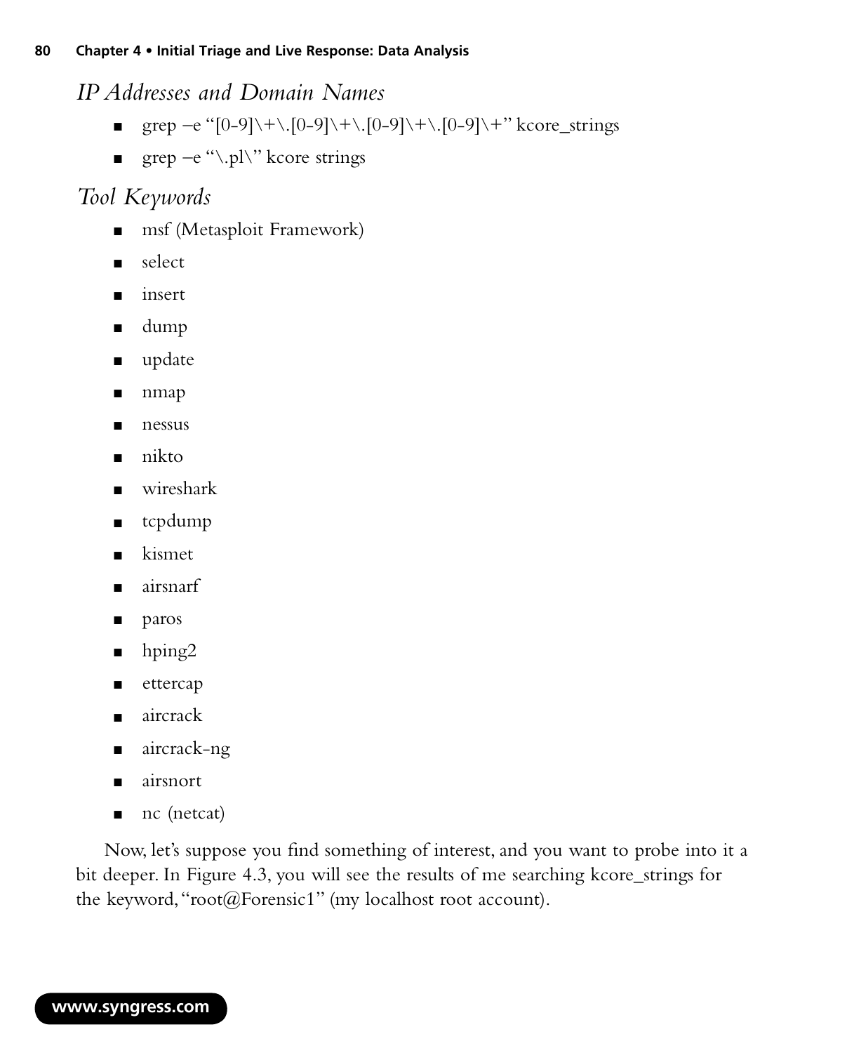### *IP Addresses and Domain Names*

- grep –e "[0-9]\+\.[0-9]\+\.[0-9]\+\.[0-9]\+" kcore_strings
- grep –e "\.pl\" kcore strings

### *Tool Keywords*

- msf (Metasploit Framework)
- select
- insert
- dump
- update
- nmap
- nessus
- nikto
- wireshark
- tcpdump
- kismet
- airsnarf
- paros
- hping2
- ettercap
- aircrack
- aircrack-ng
- airsnort
- nc (netcat)

Now, let's suppose you find something of interest, and you want to probe into it a bit deeper. In Figure 4.3, you will see the results of me searching kcore_strings for the keyword, "root@Forensic1" (my localhost root account).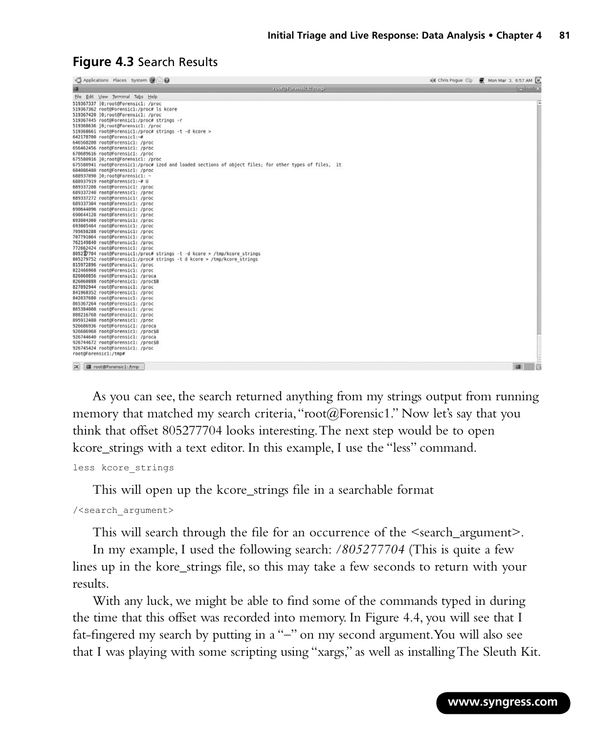**Figure 4.3** Search Results

```
519367337 ]0;root@Forensic1: /proc
519367362 root@Forensic1:/proc# ls kcore
519367420 ]0;root@Forensic1: /proc
519367445 root@Forensic1:/proc# strings -r
519368636 ]0;root@Forensic1: /proc
519368661 root@Forensic1:/proc# strings -t -d kcore >
642178700 root@Forensic1:~#
646568208 root@Forensic1: /proc
656462456 root@Forensic1: /proc
670689616 root@Forensic1: /proc
675580916 ]0;root@Forensic1: /proc
675580941 root@Forensic1:/proc# ized and loaded sections of object files; for other types of files,  it
684086400 root@Forensic1: /proc
688937898 ]0;root@Forensic1: ~
688937919 root@Forensic1:~# U
689337208 root@Forensic1: /proc
689337240 root@Forensic1: /proc
689337272 root@Forensic1: /proc
689337304 root@Forensic1: /proc
690644096 root@Forensic1: /proc
690644128 root@Forensic1: /proc
693004360 root@Forensic1: /proc
693005464 root@Forensic1: /proc
705658288 root@Forensic1: /proc
707791064 root@Forensic1: /proc
762149840 root@Forensic1: /proc
772662424 root@Forensic1: /proc
805277704 root@Forensic1:/proc# strings -t -d kcore > /tmp/kcore_strings
805279752 root@Forensic1:/proc# strings -t d kcore > /tmp/kcore_strings
815972896 root@Forensic1: /proc
822466968 root@Forensic1: /proc
826060856 root@Forensic1: /proca
826060888 root@Forensic1: /proc$B
827892944 root@Forensic1: /proc
841968352 root@Forensic1: /proc
842037680 root@Forensic1: /proc
865367264 root@Forensic1: /proc
865384008 root@Forensic1: /proc
888216768 root@Forensic1: /proc
895912488 root@Forensic1: /proc
926686936 root@Forensic1: /proca
926686968 root@Forensic1: /proc$B
926744640 root@Forensic1: /proca
926744672 root@Forensic1: /proc$B
926745424 root@Forensic1: /proc
root@Forensic1:/tmp#
```

As you can see, the search returned anything from my strings output from running memory that matched my search criteria, "root@Forensic1." Now let's say that you think that offset 805277704 looks interesting. The next step would be to open kcore_strings with a text editor. In this example, I use the "less" command.

```
less kcore_strings
```

This will open up the kcore_strings file in a searchable format

```
/<search_argument>
```

This will search through the file for an occurrence of the <search_argument>.

In my example, I used the following search: */805277704* (This is quite a few lines up in the kore_strings file, so this may take a few seconds to return with your results.

With any luck, we might be able to find some of the commands typed in during the time that this offset was recorded into memory. In Figure 4.4, you will see that I fat-fingered my search by putting in a "–" on my second argument. You will also see that I was playing with some scripting using "xargs," as well as installing The Sleuth Kit.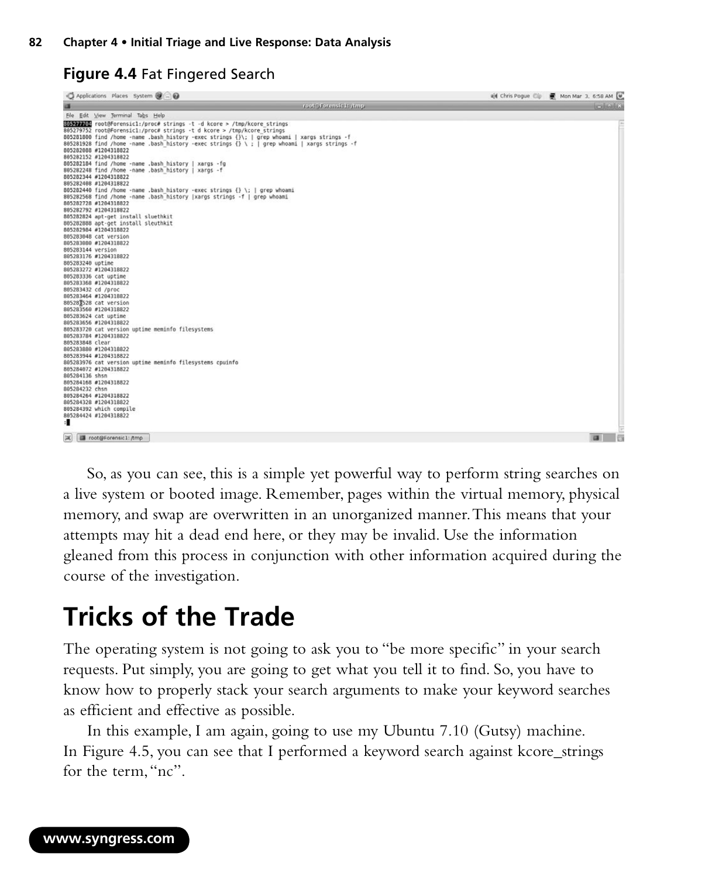**Figure 4.4** Fat Fingered Search

```
805277704 root@Forensic1:/proc# strings -t -d kcore > /tmp/kcore_strings
805279752 root@Forensic1:/proc# strings -t d kcore > /tmp/kcore_strings
805281800 find /home -name .bash_history -exec strings {}\; | grep whoami | xargs strings -f
805281928 find /home -name .bash_history -exec strings {} \ ; | grep whoami | xargs strings -f
805282088 #1204318822
805282152 #1204318822
805282184 find /home -name .bash_history | xargs -fg
805282248 find /home -name .bash_history | xargs -f
805282344 #1204318822
805282408 #1204318822
805282440 find /home -name .bash_history -exec strings {} \; | grep whoami
805282568 find /home -name .bash_history |xargs strings -f | grep whoami
805282728 #1204318822
805282792 #1204318822
805282824 apt-get install sluethkit
805282888 apt-get install sleuthkit
805282984 #1204318822
805283048 cat version
805283080 #1204318822
805283144 version
805283176 #1204318822
805283240 uptime
805283272 #1204318822
805283336 cat uptime
805283368 #1204318822
805283432 cd /proc
805283464 #1204318822
805283528 cat version
805283560 #1204318822
805283624 cat uptime
805283656 #1204318822
805283720 cat version uptime meminfo filesystems
805283784 #1204318822
805283848 clear
805283880 #1204318822
805283944 #1204318822
805283976 cat version uptime meminfo filesystems cpuinfo
805284072 #1204318822
805284136 shsn
805284168 #1204318822
805284232 chsn
805284264 #1204318822
805284328 #1204318822
805284392 which compile
805284424 #1204318822
:
```

So, as you can see, this is a simple yet powerful way to perform string searches on a live system or booted image. Remember, pages within the virtual memory, physical memory, and swap are overwritten in an unorganized manner. This means that your attempts may hit a dead end here, or they may be invalid. Use the information gleaned from this process in conjunction with other information acquired during the course of the investigation.

# Tricks of the Trade

The operating system is not going to ask you to "be more specific" in your search requests. Put simply, you are going to get what you tell it to find. So, you have to know how to properly stack your search arguments to make your keyword searches as efficient and effective as possible.

In this example, I am again, going to use my Ubuntu 7.10 (Gutsy) machine. In Figure 4.5, you can see that I performed a keyword search against kcore_strings for the term, "nc".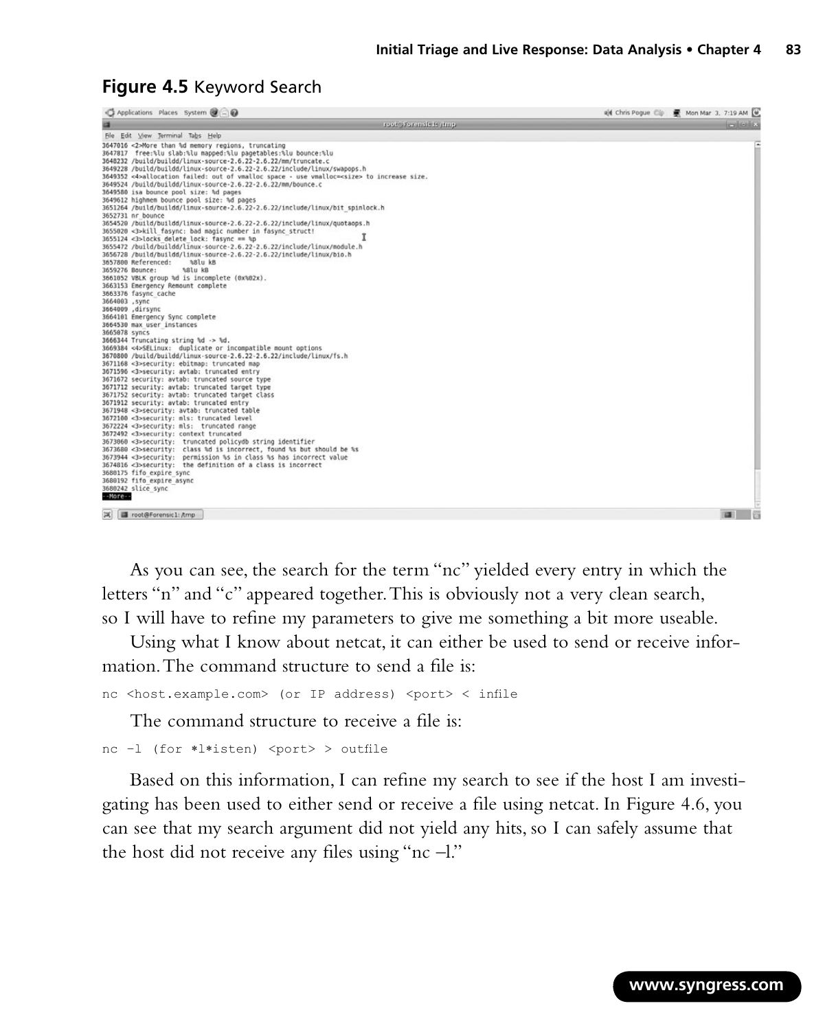**Figure 4.5** Keyword Search

As you can see, the search for the term "nc" yielded every entry in which the letters "n" and "c" appeared together. This is obviously not a very clean search, so I will have to refine my parameters to give me something a bit more useable.

Using what I know about netcat, it can either be used to send or receive information. The command structure to send a file is:

```
nc <host.example.com> (or IP address) <port> < infile
```

The command structure to receive a file is:

```
nc –l (for *l*isten) <port> > outfile
```

Based on this information, I can refine my search to see if the host I am investigating has been used to either send or receive a file using netcat. In Figure 4.6, you can see that my search argument did not yield any hits, so I can safely assume that the host did not receive any files using "nc –l."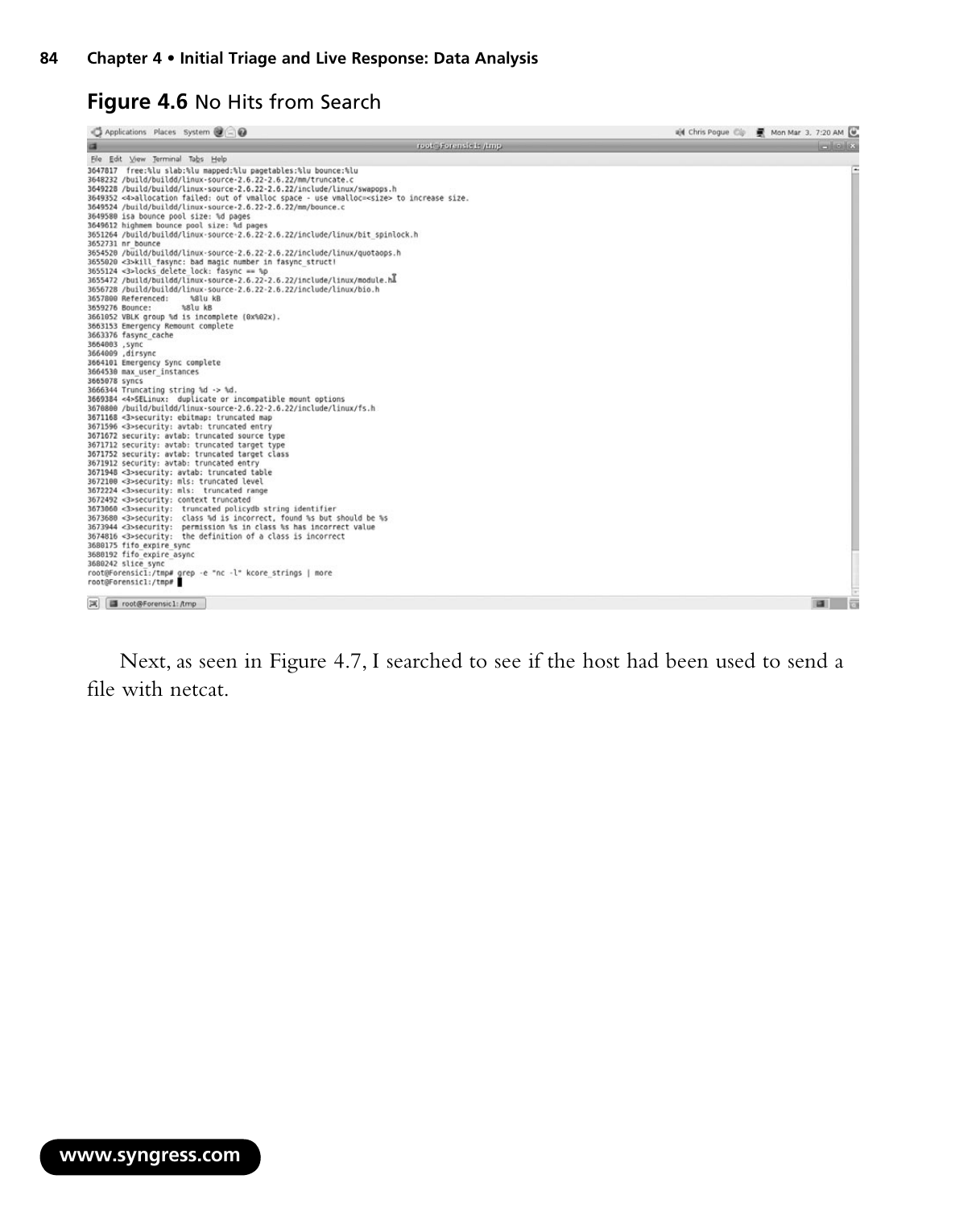**Figure 4.6** No Hits from Search

```
3647817  free:%lu slab:%lu mapped:%lu pagetables:%lu bounce:%lu
3648232 /build/buildd/linux-source-2.6.22-2.6.22/mm/truncate.c
3649228 /build/buildd/linux-source-2.6.22-2.6.22/include/linux/swapops.h
3649352 <4>allocation failed: out of vmalloc space - use vmalloc=<size> to increase size.
3649524 /build/buildd/linux-source-2.6.22-2.6.22/mm/bounce.c
3649580 isa bounce pool size: %d pages
3649612 highmem bounce pool size: %d pages
3651264 /build/buildd/linux-source-2.6.22-2.6.22/include/linux/bit_spinlock.h
3652731 nr_bounce
3654520 /build/buildd/linux-source-2.6.22-2.6.22/include/linux/quotaops.h
3655020 <3>kill_fasync: bad magic number in fasync_struct!
3655124 <3>locks_delete_lock: fasync == %p
3655472 /build/buildd/linux-source-2.6.22-2.6.22/include/linux/module.h
3656728 /build/buildd/linux-source-2.6.22-2.6.22/include/linux/bio.h
3657800 Referenced:     %8lu kB
3659276 Bounce:       %8lu kB
3661052 VBLK group %d is incomplete (0x%02x).
3663153 Emergency Remount complete
3663376 fasync_cache
3664003 ,sync
3664009 ,dirsync
3664101 Emergency Sync complete
3664530 max_user_instances
3665078 syncs
3666344 Truncating string %d -> %d.
3669384 <4>SELinux:  duplicate or incompatible mount options
3670800 /build/buildd/linux-source-2.6.22-2.6.22/include/linux/fs.h
3671168 <3>security: ebitmap: truncated map
3671596 <3>security: avtab: truncated entry
3671672 security: avtab: truncated source type
3671712 security: avtab: truncated target type
3671752 security: avtab: truncated target class
3671912 security: avtab: truncated entry
3671948 <3>security: avtab: truncated table
3672100 <3>security: mls: truncated level
3672224 <3>security: mls:  truncated range
3672492 <3>security: context truncated
3673060 <3>security:  truncated policydb string identifier
3673680 <3>security:  class %d is incorrect, found %s but should be %s
3673944 <3>security:  permission %s in class %s has incorrect value
3674816 <3>security:  the definition of a class is incorrect
3680175 fifo_expire_sync
3680192 fifo_expire_async
3680242 slice_sync
root@Forensic1:/tmp# grep -e "nc -l" kcore_strings | more
root@Forensic1:/tmp#
```

Next, as seen in Figure 4.7, I searched to see if the host had been used to send a file with netcat.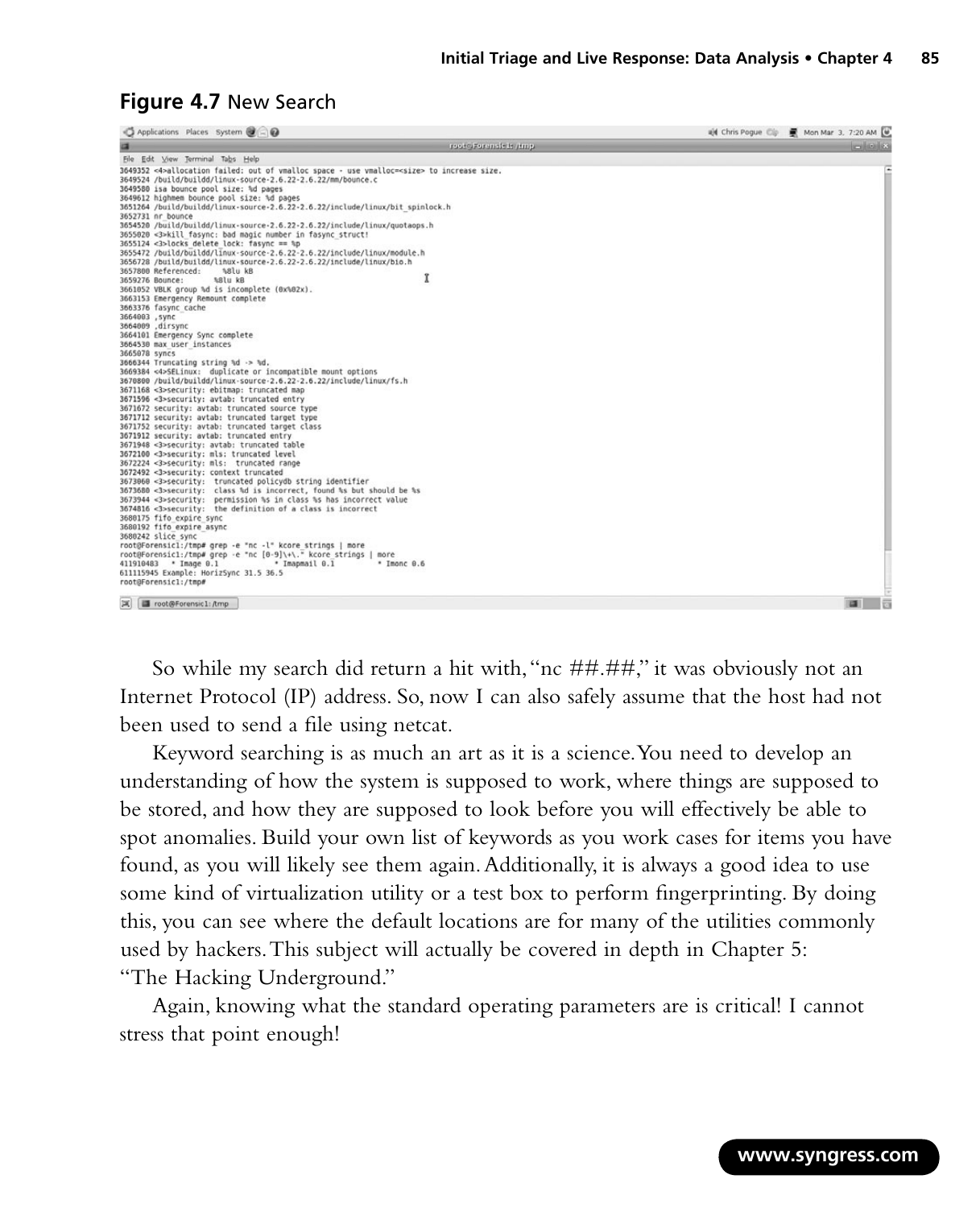**Figure 4.7** New Search

```
3649352 <4>allocation failed: out of vmalloc space - use vmalloc=<size> to increase size.
3649524 /build/buildd/linux-source-2.6.22-2.6.22/mm/bounce.c
3649580 isa bounce pool size: %d pages
3649612 highmem bounce pool size: %d pages
3651264 /build/buildd/linux-source-2.6.22-2.6.22/include/linux/bit_spinlock.h
3652731 nr_bounce
3654520 /build/buildd/linux-source-2.6.22-2.6.22/include/linux/quotaops.h
3655020 <3>kill_fasync: bad magic number in fasync_struct!
3655124 <3>locks_delete_lock: fasync == %p
3655472 /build/buildd/linux-source-2.6.22-2.6.22/include/linux/module.h
3656728 /build/buildd/linux-source-2.6.22-2.6.22/include/linux/bio.h
3657800 Referenced:     %8lu kB
3659276 Bounce:         %8lu kB
3661052 VBLK group %d is incomplete (0x%02x).
3663153 Emergency Remount complete
3663376 fasync_cache
3664003 ,sync
3664009 ,dirsync
3664101 Emergency Sync complete
3664530 max_user_instances
3665078 syncs
3666344 Truncating string %d -> %d.
3669384 <4>SELinux:  duplicate or incompatible mount options
3670800 /build/buildd/linux-source-2.6.22-2.6.22/include/linux/fs.h
3671168 <3>security: ebitmap: truncated map
3671596 <3>security: avtab: truncated entry
3671672 security: avtab: truncated source type
3671712 security: avtab: truncated target type
3671752 security: avtab: truncated target class
3671912 security: avtab: truncated entry
3671948 <3>security: avtab: truncated table
3672100 <3>security: mls: truncated level
3672224 <3>security: mls:  truncated range
3672492 <3>security: context truncated
3673060 <3>security:  truncated policydb string identifier
3673680 <3>security:  class %d is incorrect, found %s but should be %s
3673944 <3>security:  permission %s in class %s has incorrect value
3674816 <3>security:  the definition of a class is incorrect
3680175 fifo_expire_sync
3680192 fifo_expire_async
3680242 slice_sync
root@Forensic1:/tmp# grep -e "nc -l" kcore_strings | more
root@Forensic1:/tmp# grep -e "nc [0-9]\+\." kcore_strings | more
411910483   * Image 0.1            * Imapmail 0.1          * Imonc 0.6
611115945 Example: HorizSync 31.5 36.5
root@Forensic1:/tmp#
```

So while my search did return a hit with, "nc ##.##," it was obviously not an Internet Protocol (IP) address. So, now I can also safely assume that the host had not been used to send a file using netcat.

Keyword searching is as much an art as it is a science. You need to develop an understanding of how the system is supposed to work, where things are supposed to be stored, and how they are supposed to look before you will effectively be able to spot anomalies. Build your own list of keywords as you work cases for items you have found, as you will likely see them again. Additionally, it is always a good idea to use some kind of virtualization utility or a test box to perform fingerprinting. By doing this, you can see where the default locations are for many of the utilities commonly used by hackers. This subject will actually be covered in depth in Chapter 5: "The Hacking Underground."

Again, knowing what the standard operating parameters are is critical! I cannot stress that point enough!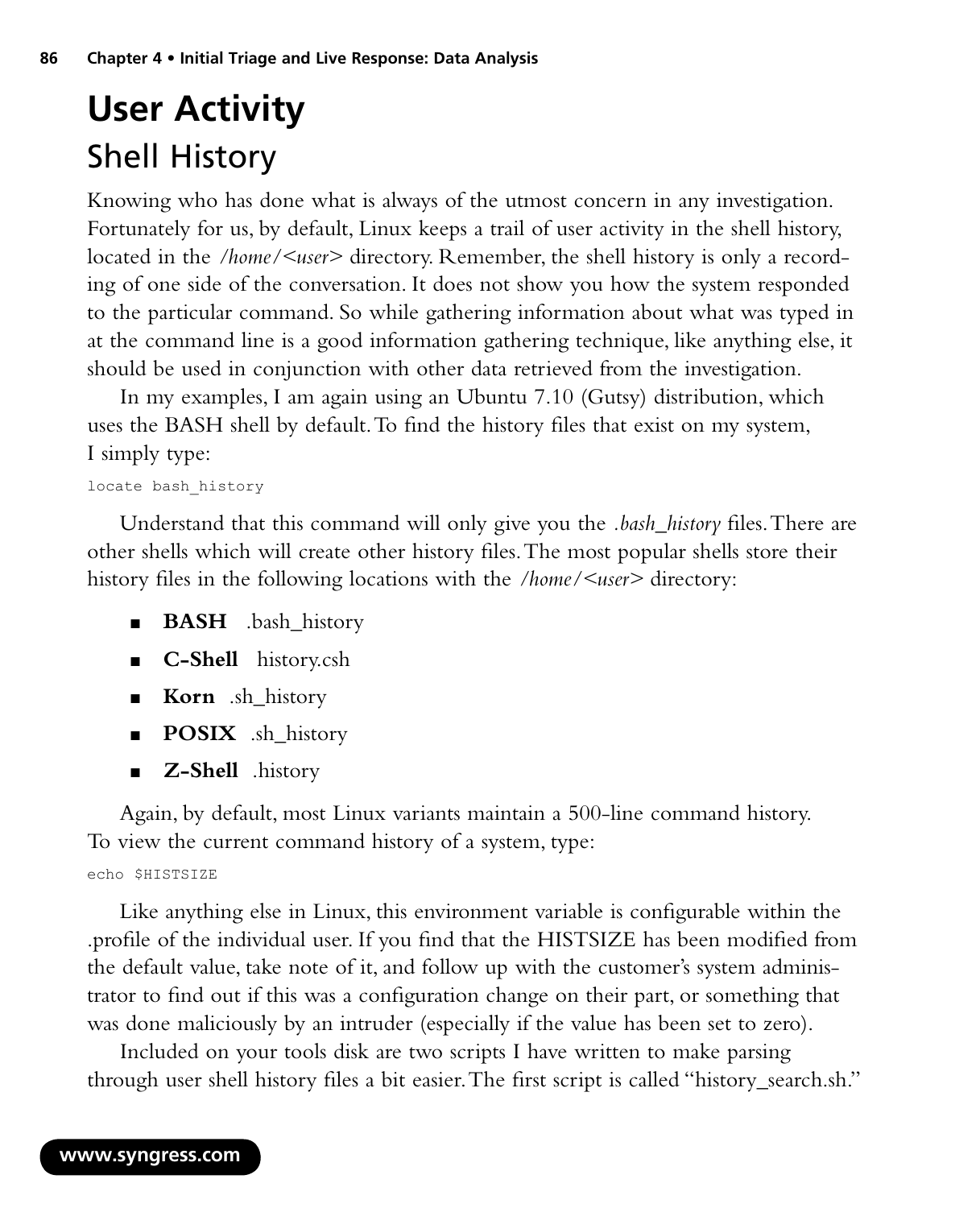# User Activity

## Shell History

Knowing who has done what is always of the utmost concern in any investigation. Fortunately for us, by default, Linux keeps a trail of user activity in the shell history, located in the */home/<user>* directory. Remember, the shell history is only a recording of one side of the conversation. It does not show you how the system responded to the particular command. So while gathering information about what was typed in at the command line is a good information gathering technique, like anything else, it should be used in conjunction with other data retrieved from the investigation.

In my examples, I am again using an Ubuntu 7.10 (Gutsy) distribution, which uses the BASH shell by default. To find the history files that exist on my system, I simply type:

```
locate bash_history
```

Understand that this command will only give you the *.bash_history* files. There are other shells which will create other history files. The most popular shells store their history files in the following locations with the */home/<user>* directory:

- **BASH** .bash_history
- **C-Shell** history.csh
- **Korn** .sh_history
- **POSIX** .sh_history
- **Z-Shell** .history

Again, by default, most Linux variants maintain a 500-line command history. To view the current command history of a system, type:

```
echo $HISTSIZE
```

Like anything else in Linux, this environment variable is configurable within the .profile of the individual user. If you find that the HISTSIZE has been modified from the default value, take note of it, and follow up with the customer's system administrator to find out if this was a configuration change on their part, or something that was done maliciously by an intruder (especially if the value has been set to zero).

Included on your tools disk are two scripts I have written to make parsing through user shell history files a bit easier. The first script is called "history_search.sh."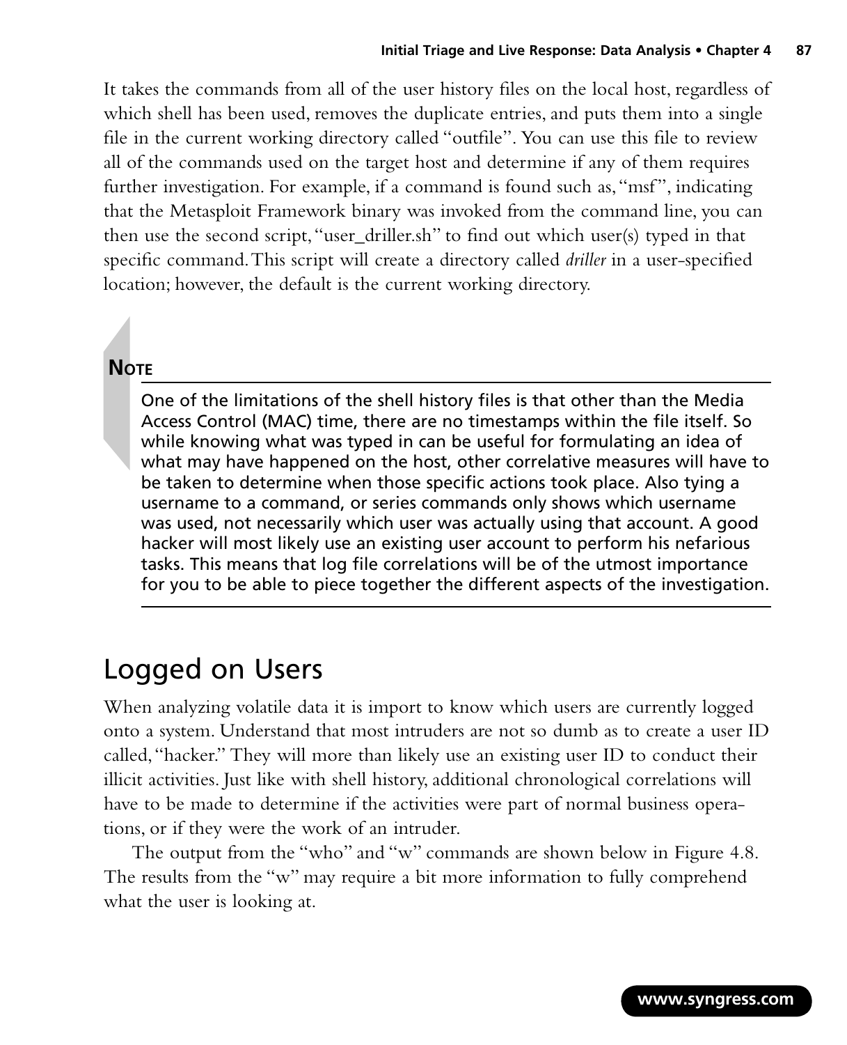It takes the commands from all of the user history files on the local host, regardless of which shell has been used, removes the duplicate entries, and puts them into a single file in the current working directory called "outfile". You can use this file to review all of the commands used on the target host and determine if any of them requires further investigation. For example, if a command is found such as, "msf", indicating that the Metasploit Framework binary was invoked from the command line, you can then use the second script, "user_driller.sh" to find out which user(s) typed in that specific command. This script will create a directory called *driller* in a user-specified location; however, the default is the current working directory.

> **NOTE**
>
> One of the limitations of the shell history files is that other than the Media Access Control (MAC) time, there are no timestamps within the file itself. So while knowing what was typed in can be useful for formulating an idea of what may have happened on the host, other correlative measures will have to be taken to determine when those specific actions took place. Also tying a username to a command, or series commands only shows which username was used, not necessarily which user was actually using that account. A good hacker will most likely use an existing user account to perform his nefarious tasks. This means that log file correlations will be of the utmost importance for you to be able to piece together the different aspects of the investigation.

## Logged on Users

When analyzing volatile data it is import to know which users are currently logged onto a system. Understand that most intruders are not so dumb as to create a user ID called, "hacker." They will more than likely use an existing user ID to conduct their illicit activities. Just like with shell history, additional chronological correlations will have to be made to determine if the activities were part of normal business operations, or if they were the work of an intruder.

The output from the "who" and "w" commands are shown below in Figure 4.8. The results from the "w" may require a bit more information to fully comprehend what the user is looking at.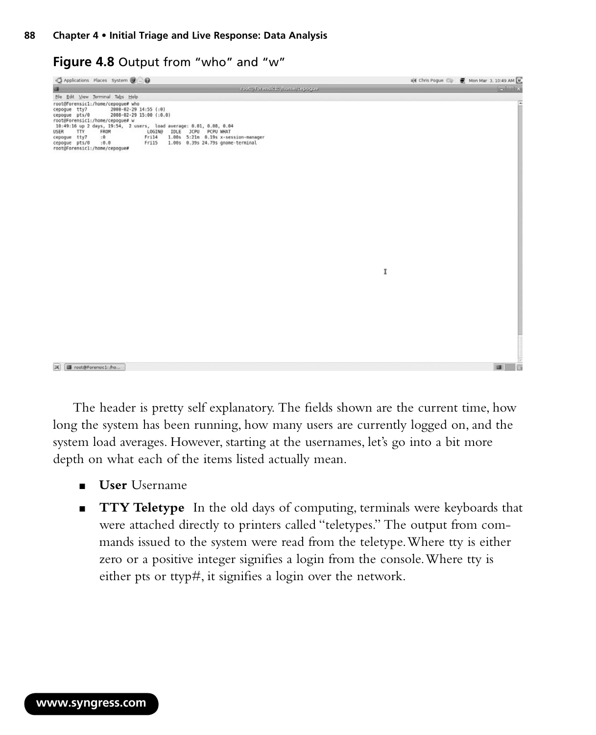**Figure 4.8** Output from "who" and "w"

```
root@Forensic1:/home/cepogue# who
cepogue  tty7         2008-02-29 14:55 (:0)
cepogue  pts/0        2008-02-29 15:00 (:0.0)
root@Forensic1:/home/cepogue# w
 10:49:16 up 2 days, 19:54,  2 users,  load average: 0.01, 0.08, 0.04
USER     TTY      FROM              LOGIN@   IDLE   JCPU   PCPU WHAT
cepogue  tty7     :0                Fri14    1.00s  5:21m  0.19s x-session-manager
cepogue  pts/0    :0.0              Fri15    1.00s  0.39s 24.79s gnome-terminal
root@Forensic1:/home/cepogue#
```

The header is pretty self explanatory. The fields shown are the current time, how long the system has been running, how many users are currently logged on, and the system load averages. However, starting at the usernames, let's go into a bit more depth on what each of the items listed actually mean.

- **User** Username
- **TTY Teletype** In the old days of computing, terminals were keyboards that were attached directly to printers called "teletypes." The output from commands issued to the system were read from the teletype. Where tty is either zero or a positive integer signifies a login from the console. Where tty is either pts or ttyp#, it signifies a login over the network.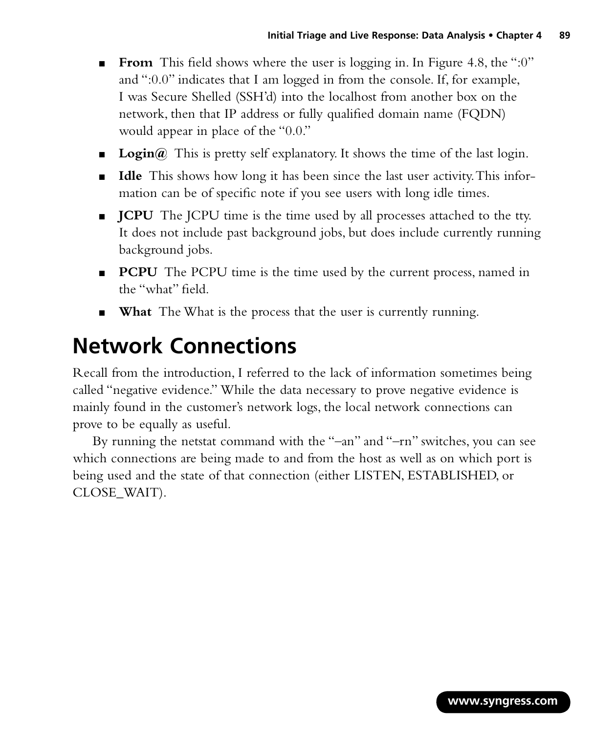- **From** This field shows where the user is logging in. In Figure 4.8, the ":0" and ":0.0" indicates that I am logged in from the console. If, for example, I was Secure Shelled (SSH'd) into the localhost from another box on the network, then that IP address or fully qualified domain name (FQDN) would appear in place of the "0.0."
- **Login@** This is pretty self explanatory. It shows the time of the last login.
- **Idle** This shows how long it has been since the last user activity. This information can be of specific note if you see users with long idle times.
- **JCPU** The JCPU time is the time used by all processes attached to the tty. It does not include past background jobs, but does include currently running background jobs.
- **PCPU** The PCPU time is the time used by the current process, named in the "what" field.
- **What** The What is the process that the user is currently running.

# Network Connections

Recall from the introduction, I referred to the lack of information sometimes being called "negative evidence." While the data necessary to prove negative evidence is mainly found in the customer's network logs, the local network connections can prove to be equally as useful.

By running the netstat command with the "–an" and "–rn" switches, you can see which connections are being made to and from the host as well as on which port is being used and the state of that connection (either LISTEN, ESTABLISHED, or CLOSE_WAIT).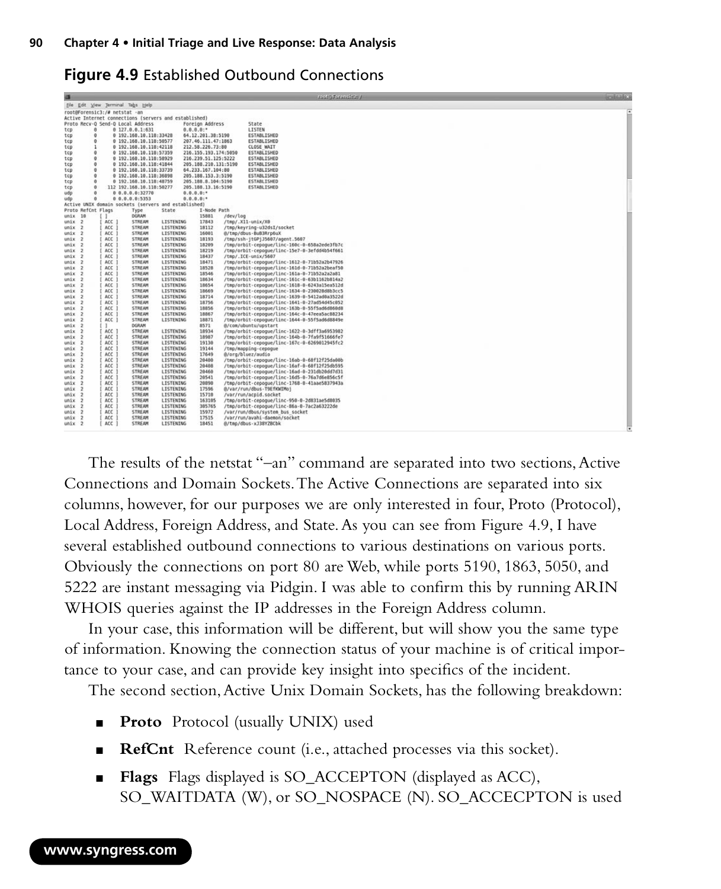**Figure 4.9** Established Outbound Connections

```
root@Forensic3:/# netstat -an
Active Internet connections (servers and established)
Proto Recv-Q Send-Q Local Address           Foreign Address         State
tcp        0      0 127.0.0.1:631           0.0.0.0:*               LISTEN
tcp        0      0 192.168.10.118:33428    64.12.201.38:5190       ESTABLISHED
tcp        0      0 192.168.10.118:50577    207.46.111.47:1863      ESTABLISHED
tcp        1      0 192.168.10.118:42118    212.58.226.73:80        CLOSE_WAIT
tcp        0      0 192.168.10.118:57359    216.155.193.174:5050    ESTABLISHED
tcp        0      0 192.168.10.118:58929    216.239.51.125:5222     ESTABLISHED
tcp        0      0 192.168.10.118:41844    205.188.210.131:5190    ESTABLISHED
tcp        0      0 192.168.10.118:33739    64.233.167.104:80       ESTABLISHED
tcp        0      0 192.168.10.118:36098    205.188.153.3:5190      ESTABLISHED
tcp        0      0 192.168.10.118:48759    205.188.8.104:5190      ESTABLISHED
tcp        0    112 192.168.10.118:50277    205.188.13.16:5190      ESTABLISHED
udp        0      0 0.0.0.0:32770           0.0.0.0:*
udp        0      0 0.0.0.0:5353            0.0.0.0:*
Active UNIX domain sockets (servers and established)
Proto RefCnt Flags       Type       State         I-Node   Path
unix  10     [ ]         DGRAM                    15881    /dev/log
unix  2      [ ACC ]     STREAM     LISTENING     17843    /tmp/.X11-unix/X0
unix  2      [ ACC ]     STREAM     LISTENING     18112    /tmp/keyring-u32dsI/socket
unix  2      [ ACC ]     STREAM     LISTENING     16001    @/tmp/dbus-BuB3Rrp6uX
unix  2      [ ACC ]     STREAM     LISTENING     18193    /tmp/ssh-jtGPjJ5607/agent.5607
unix  2      [ ACC ]     STREAM     LISTENING     18209    /tmp/orbit-cepogue/linc-160c-0-658a2ede3fb7c
unix  2      [ ACC ]     STREAM     LISTENING     18219    /tmp/orbit-cepogue/linc-15e7-0-3efdd4b54f661
unix  2      [ ACC ]     STREAM     LISTENING     18437    /tmp/.ICE-unix/5607
unix  2      [ ACC ]     STREAM     LISTENING     18471    /tmp/orbit-cepogue/linc-1612-0-71b52a2b47926
unix  2      [ ACC ]     STREAM     LISTENING     18528    /tmp/orbit-cepogue/linc-161d-0-71b52a2beaf50
unix  2      [ ACC ]     STREAM     LISTENING     18546    /tmp/orbit-cepogue/linc-161a-0-71b52a2a2a81
unix  2      [ ACC ]     STREAM     LISTENING     18634    /tmp/orbit-cepogue/linc-161c-0-63b1162b814a2
unix  2      [ ACC ]     STREAM     LISTENING     18654    /tmp/orbit-cepogue/linc-1618-0-6243a15ea512d
unix  2      [ ACC ]     STREAM     LISTENING     18669    /tmp/orbit-cepogue/linc-1634-0-230028d8b3cc5
unix  2      [ ACC ]     STREAM     LISTENING     18714    /tmp/orbit-cepogue/linc-1639-0-5412ad0a3522d
unix  2      [ ACC ]     STREAM     LISTENING     18756    /tmp/orbit-cepogue/linc-1641-0-27ad54d45c052
unix  2      [ ACC ]     STREAM     LISTENING     18856    /tmp/orbit-cepogue/linc-163b-0-55f5ad6d860d8
unix  2      [ ACC ]     STREAM     LISTENING     18867    /tmp/orbit-cepogue/linc-164c-0-47eea5ac88234
unix  2      [ ACC ]     STREAM     LISTENING     18871    /tmp/orbit-cepogue/linc-1644-0-55f5ad6d8849e
unix  2      [ ]         DGRAM                    8571     @/com/ubuntu/upstart
unix  2      [ ACC ]     STREAM     LISTENING     18934    /tmp/orbit-cepogue/linc-1622-0-3dff3a6953982
unix  2      [ ACC ]     STREAM     LISTENING     18987    /tmp/orbit-cepogue/linc-164b-0-7fa9f51666fe7
unix  2      [ ACC ]     STREAM     LISTENING     19130    /tmp/orbit-cepogue/linc-167c-0-6269012945fc2
unix  2      [ ACC ]     STREAM     LISTENING     19144    /tmp/mapping-cepogue
unix  2      [ ACC ]     STREAM     LISTENING     17649    @/org/bluez/audio
unix  2      [ ACC ]     STREAM     LISTENING     20400    /tmp/orbit-cepogue/linc-16ab-0-68f12f25da00b
unix  2      [ ACC ]     STREAM     LISTENING     20408    /tmp/orbit-cepogue/linc-16af-0-68f12f25db595
unix  2      [ ACC ]     STREAM     LISTENING     20460    /tmp/orbit-cepogue/linc-16ad-0-231db20dd7d31
unix  2      [ ACC ]     STREAM     LISTENING     20541    /tmp/orbit-cepogue/linc-16d5-0-76a7d6e856c5f
unix  2      [ ACC ]     STREAM     LISTENING     20890    /tmp/orbit-cepogue/linc-1768-0-41aae5837943a
unix  2      [ ACC ]     STREAM     LISTENING     17596    @/var/run/dbus-T9EfKWIMoj
unix  2      [ ACC ]     STREAM     LISTENING     15710    /var/run/acpid.socket
unix  2      [ ACC ]     STREAM     LISTENING     163105   /tmp/orbit-cepogue/linc-950-0-2d831ae5d8035
unix  2      [ ACC ]     STREAM     LISTENING     305765   /tmp/orbit-cepogue/linc-86a-0-7ac2a63222de
unix  2      [ ACC ]     STREAM     LISTENING     15972    /var/run/dbus/system_bus_socket
unix  2      [ ACC ]     STREAM     LISTENING     17515    /var/run/avahi-daemon/socket
unix  2      [ ACC ]     STREAM     LISTENING     18451    @/tmp/dbus-xJ38YZBCbk
```

The results of the netstat "–an" command are separated into two sections, Active Connections and Domain Sockets. The Active Connections are separated into six columns, however, for our purposes we are only interested in four, Proto (Protocol), Local Address, Foreign Address, and State. As you can see from Figure 4.9, I have several established outbound connections to various destinations on various ports. Obviously the connections on port 80 are Web, while ports 5190, 1863, 5050, and 5222 are instant messaging via Pidgin. I was able to confirm this by running ARIN WHOIS queries against the IP addresses in the Foreign Address column.

In your case, this information will be different, but will show you the same type of information. Knowing the connection status of your machine is of critical importance to your case, and can provide key insight into specifics of the incident.

The second section, Active Unix Domain Sockets, has the following breakdown:

- **Proto** Protocol (usually UNIX) used
- **RefCnt** Reference count (i.e., attached processes via this socket).
- **Flags** Flags displayed is SO_ACCEPTON (displayed as ACC), SO_WAITDATA (W), or SO_NOSPACE (N). SO_ACCECPTON is used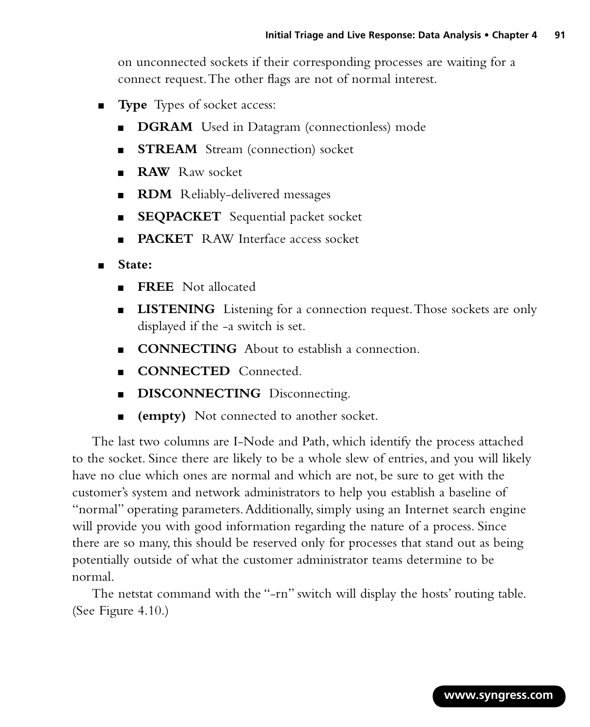on unconnected sockets if their corresponding processes are waiting for a connect request. The other flags are not of normal interest.

- **Type** Types of socket access:
  - **DGRAM** Used in Datagram (connectionless) mode
  - **STREAM** Stream (connection) socket
  - **RAW** Raw socket
  - **RDM** Reliably-delivered messages
  - **SEQPACKET** Sequential packet socket
  - **PACKET** RAW Interface access socket
- **State:**
  - **FREE** Not allocated
  - **LISTENING** Listening for a connection request. Those sockets are only displayed if the -a switch is set.
  - **CONNECTING** About to establish a connection.
  - **CONNECTED** Connected.
  - **DISCONNECTING** Disconnecting.
  - **(empty)** Not connected to another socket.

The last two columns are I-Node and Path, which identify the process attached to the socket. Since there are likely to be a whole slew of entries, and you will likely have no clue which ones are normal and which are not, be sure to get with the customer's system and network administrators to help you establish a baseline of "normal" operating parameters. Additionally, simply using an Internet search engine will provide you with good information regarding the nature of a process. Since there are so many, this should be reserved only for processes that stand out as being potentially outside of what the customer administrator teams determine to be normal.

The netstat command with the "-rn" switch will display the hosts' routing table. (See Figure 4.10.)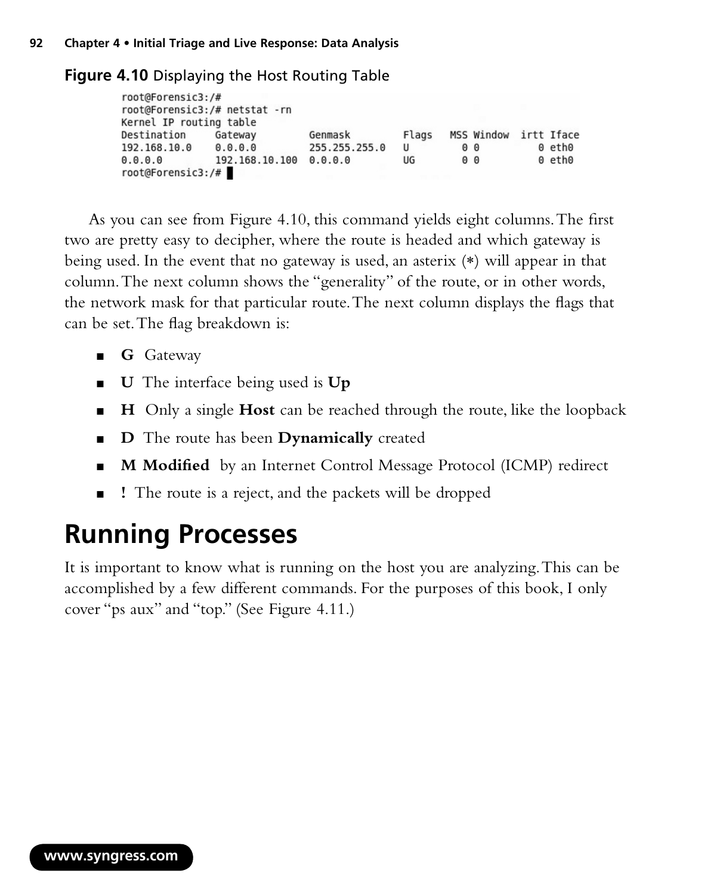**Figure 4.10** Displaying the Host Routing Table

```
root@Forensic3:/#
root@Forensic3:/# netstat -rn
Kernel IP routing table
Destination     Gateway         Genmask         Flags   MSS Window  irtt Iface
192.168.10.0    0.0.0.0         255.255.255.0   U         0 0          0 eth0
0.0.0.0         192.168.10.100  0.0.0.0         UG        0 0          0 eth0
root@Forensic3:/#
```

As you can see from Figure 4.10, this command yields eight columns. The first two are pretty easy to decipher, where the route is headed and which gateway is being used. In the event that no gateway is used, an asterix (*) will appear in that column. The next column shows the "generality" of the route, or in other words, the network mask for that particular route. The next column displays the flags that can be set. The flag breakdown is:

- **G** Gateway
- **U** The interface being used is **Up**
- **H** Only a single **Host** can be reached through the route, like the loopback
- **D** The route has been **Dynamically** created
- **M Modified** by an Internet Control Message Protocol (ICMP) redirect
- **!** The route is a reject, and the packets will be dropped

# Running Processes

It is important to know what is running on the host you are analyzing. This can be accomplished by a few different commands. For the purposes of this book, I only cover "ps aux" and "top." (See Figure 4.11.)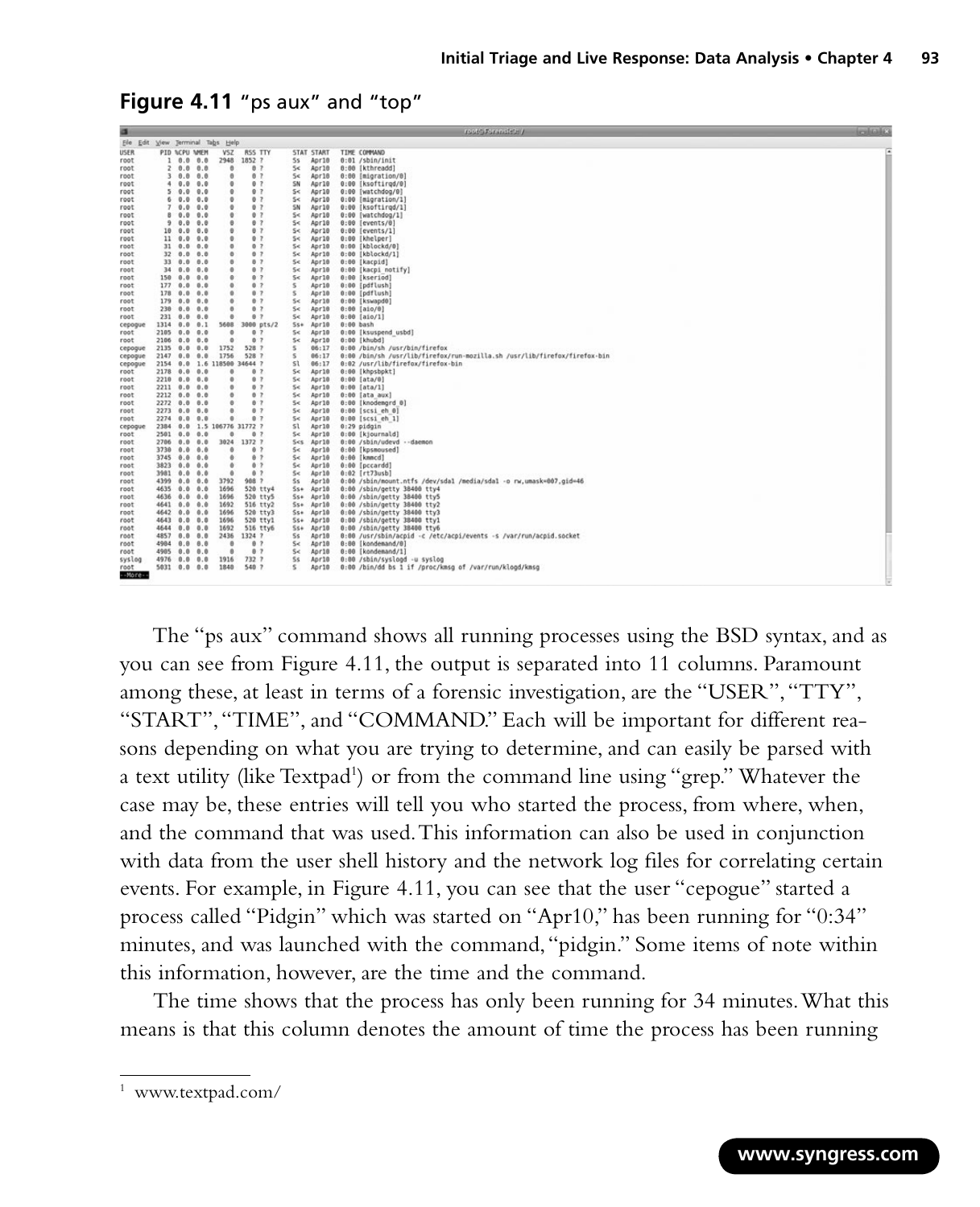**Figure 4.11** "ps aux" and "top"

```
USER       PID %CPU %MEM    VSZ   RSS TTY      STAT START   TIME COMMAND
root         1  0.0  0.0   2948  1852 ?        Ss   Apr10   0:01 /sbin/init
root         2  0.0  0.0      0     0 ?        S<   Apr10   0:00 [kthreadd]
root         3  0.0  0.0      0     0 ?        S<   Apr10   0:00 [migration/0]
root         4  0.0  0.0      0     0 ?        SN   Apr10   0:00 [ksoftirqd/0]
root         5  0.0  0.0      0     0 ?        S<   Apr10   0:00 [watchdog/0]
root         6  0.0  0.0      0     0 ?        S<   Apr10   0:00 [migration/1]
root         7  0.0  0.0      0     0 ?        SN   Apr10   0:00 [ksoftirqd/1]
root         8  0.0  0.0      0     0 ?        S<   Apr10   0:00 [watchdog/1]
root         9  0.0  0.0      0     0 ?        S<   Apr10   0:00 [events/0]
root        10  0.0  0.0      0     0 ?        S<   Apr10   0:00 [events/1]
root        11  0.0  0.0      0     0 ?        S<   Apr10   0:00 [khelper]
root        31  0.0  0.0      0     0 ?        S<   Apr10   0:00 [kblockd/0]
root        32  0.0  0.0      0     0 ?        S<   Apr10   0:00 [kblockd/1]
root        33  0.0  0.0      0     0 ?        S<   Apr10   0:00 [kacpid]
root        34  0.0  0.0      0     0 ?        S<   Apr10   0:00 [kacpi_notify]
root       150  0.0  0.0      0     0 ?        S<   Apr10   0:00 [kseriod]
root       177  0.0  0.0      0     0 ?        S    Apr10   0:00 [pdflush]
root       178  0.0  0.0      0     0 ?        S    Apr10   0:00 [pdflush]
root       179  0.0  0.0      0     0 ?        S<   Apr10   0:00 [kswapd0]
root       230  0.0  0.0      0     0 ?        S<   Apr10   0:00 [aio/0]
root       231  0.0  0.0      0     0 ?        S<   Apr10   0:00 [aio/1]
cepogue   1314  0.0  0.1   5608  3000 pts/2    Ss+  Apr10   0:00 bash
root      2105  0.0  0.0      0     0 ?        S<   Apr10   0:00 [ksuspend_usbd]
root      2106  0.0  0.0      0     0 ?        S<   Apr10   0:00 [khubd]
cepogue   2135  0.0  0.0   1752   528 ?        S    06:17   0:00 /bin/sh /usr/bin/firefox
cepogue   2147  0.0  0.0   1756   528 ?        S    06:17   0:00 /bin/sh /usr/lib/firefox/run-mozilla.sh /usr/lib/firefox/firefox-bin
cepogue   2154  0.0  1.6 118500 34644 ?        Sl   06:17   0:02 /usr/lib/firefox/firefox-bin
root      2178  0.0  0.0      0     0 ?        S<   Apr10   0:00 [khpsbpkt]
root      2210  0.0  0.0      0     0 ?        S<   Apr10   0:00 [ata/0]
root      2211  0.0  0.0      0     0 ?        S<   Apr10   0:00 [ata/1]
root      2212  0.0  0.0      0     0 ?        S<   Apr10   0:00 [ata_aux]
root      2272  0.0  0.0      0     0 ?        S<   Apr10   0:00 [knodemgrd_0]
root      2273  0.0  0.0      0     0 ?        S<   Apr10   0:00 [scsi_eh_0]
root      2274  0.0  0.0      0     0 ?        S<   Apr10   0:00 [scsi_eh_1]
cepogue   2384  0.0  1.5 106776 31772 ?        Sl   Apr10   0:29 pidgin
root      2501  0.0  0.0      0     0 ?        S<   Apr10   0:00 [kjournald]
root      2706  0.0  0.0   3024  1372 ?        S<s  Apr10   0:00 /sbin/udevd --daemon
root      3730  0.0  0.0      0     0 ?        S<   Apr10   0:00 [kpsmoused]
root      3745  0.0  0.0      0     0 ?        S<   Apr10   0:00 [kmmcd]
root      3823  0.0  0.0      0     0 ?        S<   Apr10   0:00 [pccardd]
root      3981  0.0  0.0      0     0 ?        S<   Apr10   0:02 [rt73usb]
root      4399  0.0  0.0   3792   988 ?        Ss   Apr10   0:00 /sbin/mount.ntfs /dev/sda1 /media/sda1 -o rw,umask=007,gid=46
root      4635  0.0  0.0   1696   520 tty4     Ss+  Apr10   0:00 /sbin/getty 38400 tty4
root      4636  0.0  0.0   1696   520 tty5     Ss+  Apr10   0:00 /sbin/getty 38400 tty5
root      4641  0.0  0.0   1692   516 tty2     Ss+  Apr10   0:00 /sbin/getty 38400 tty2
root      4642  0.0  0.0   1696   520 tty3     Ss+  Apr10   0:00 /sbin/getty 38400 tty3
root      4643  0.0  0.0   1696   520 tty1     Ss+  Apr10   0:00 /sbin/getty 38400 tty1
root      4644  0.0  0.0   1692   516 tty6     Ss+  Apr10   0:00 /sbin/getty 38400 tty6
root      4857  0.0  0.0   2436  1324 ?        Ss   Apr10   0:00 /usr/sbin/acpid -c /etc/acpi/events -s /var/run/acpid.socket
root      4904  0.0  0.0      0     0 ?        S<   Apr10   0:00 [kondemand/0]
root      4905  0.0  0.0      0     0 ?        S<   Apr10   0:00 [kondemand/1]
syslog    4976  0.0  0.0   1916   732 ?        Ss   Apr10   0:00 /sbin/syslogd -u syslog
root      5031  0.0  0.0   1840   540 ?        S    Apr10   0:00 /bin/dd bs 1 if /proc/kmsg of /var/run/klogd/kmsg
--More--
```

The "ps aux" command shows all running processes using the BSD syntax, and as you can see from Figure 4.11, the output is separated into 11 columns. Paramount among these, at least in terms of a forensic investigation, are the "USER", "TTY", "START", "TIME", and "COMMAND." Each will be important for different reasons depending on what you are trying to determine, and can easily be parsed with a text utility (like Textpad[1]) or from the command line using "grep." Whatever the case may be, these entries will tell you who started the process, from where, when, and the command that was used. This information can also be used in conjunction with data from the user shell history and the network log files for correlating certain events. For example, in Figure 4.11, you can see that the user "cepogue" started a process called "Pidgin" which was started on "Apr10," has been running for "0:34" minutes, and was launched with the command, "pidgin." Some items of note within this information, however, are the time and the command.

The time shows that the process has only been running for 34 minutes. What this means is that this column denotes the amount of time the process has been running

[1] www.textpad.com/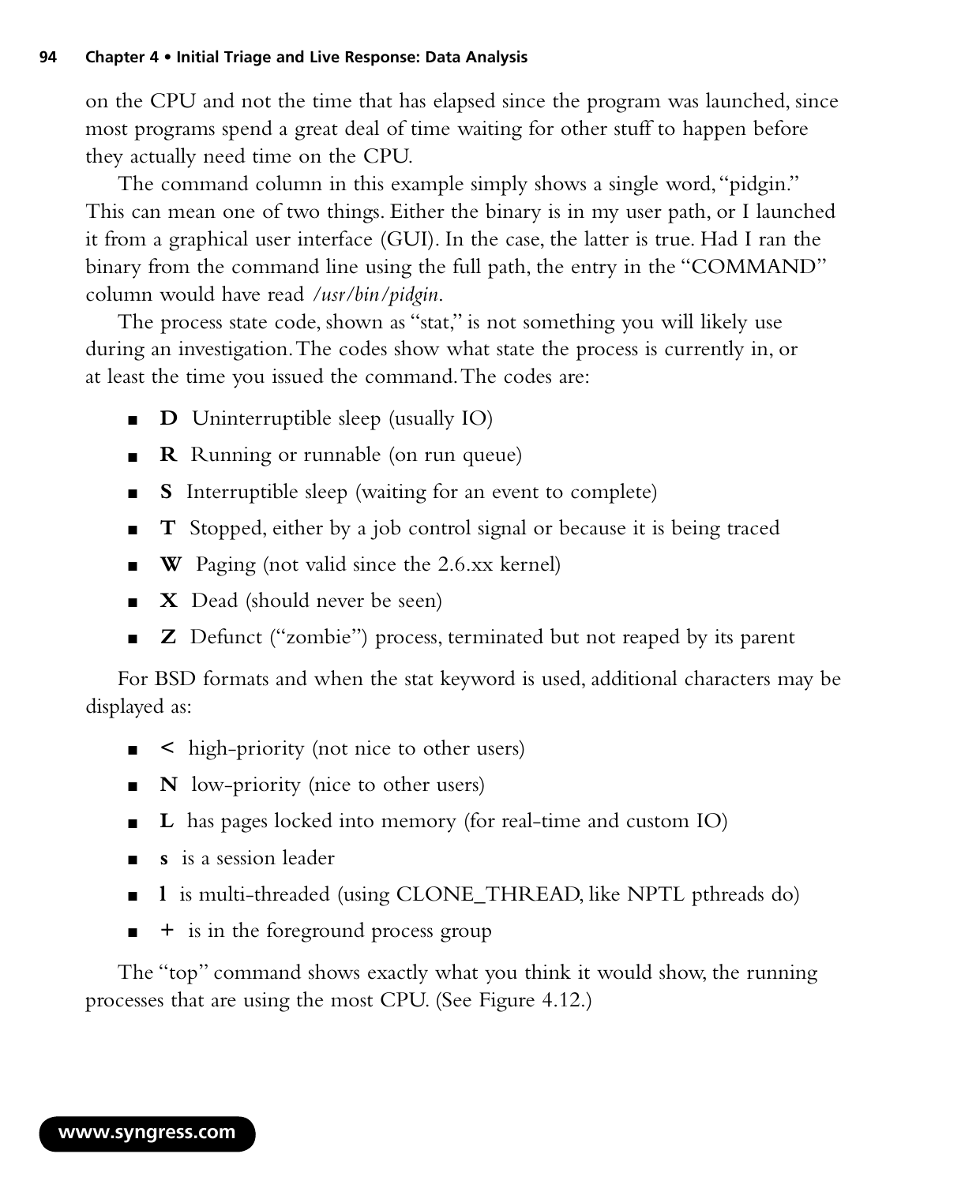on the CPU and not the time that has elapsed since the program was launched, since most programs spend a great deal of time waiting for other stuff to happen before they actually need time on the CPU.

The command column in this example simply shows a single word, "pidgin." This can mean one of two things. Either the binary is in my user path, or I launched it from a graphical user interface (GUI). In the case, the latter is true. Had I ran the binary from the command line using the full path, the entry in the "COMMAND" column would have read */usr/bin/pidgin*.

The process state code, shown as "stat," is not something you will likely use during an investigation. The codes show what state the process is currently in, or at least the time you issued the command. The codes are:

- **D** Uninterruptible sleep (usually IO)
- **R** Running or runnable (on run queue)
- **S** Interruptible sleep (waiting for an event to complete)
- **T** Stopped, either by a job control signal or because it is being traced
- **W** Paging (not valid since the 2.6.xx kernel)
- **X** Dead (should never be seen)
- **Z** Defunct ("zombie") process, terminated but not reaped by its parent

For BSD formats and when the stat keyword is used, additional characters may be displayed as:

- **<** high-priority (not nice to other users)
- **N** low-priority (nice to other users)
- **L** has pages locked into memory (for real-time and custom IO)
- **s** is a session leader
- **l** is multi-threaded (using CLONE_THREAD, like NPTL pthreads do)
- **+** is in the foreground process group

The "top" command shows exactly what you think it would show, the running processes that are using the most CPU. (See Figure 4.12.)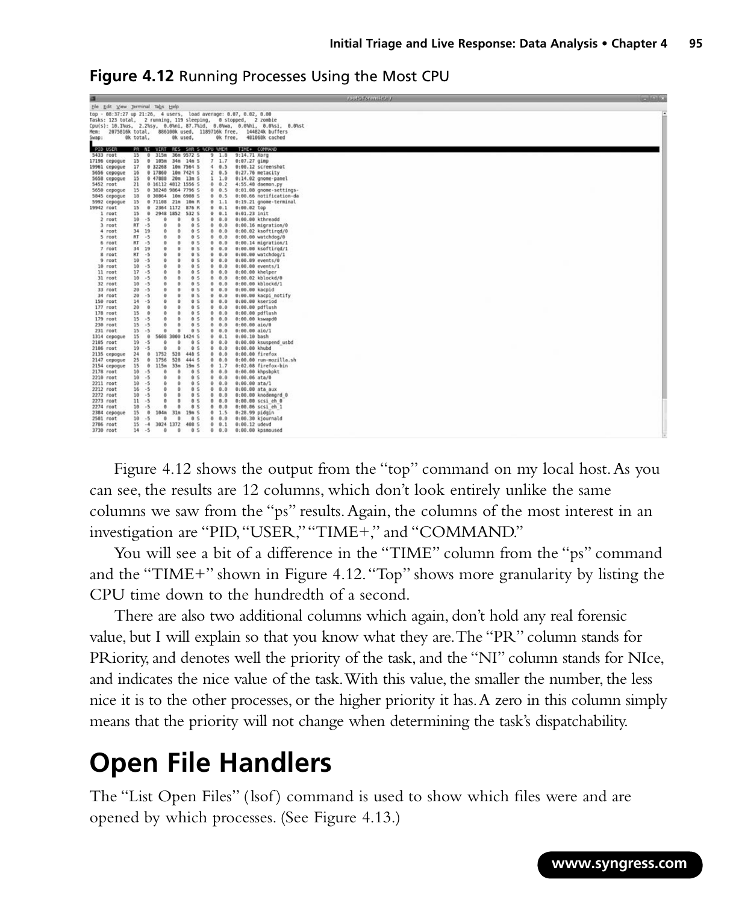**Figure 4.12** Running Processes Using the Most CPU

```
top - 08:37:27 up 21:26,  4 users,  load average: 0.07, 0.02, 0.00
Tasks: 123 total,   2 running, 119 sleeping,   0 stopped,   2 zombie
Cpu(s): 10.1%us,  2.2%sy,  0.0%ni, 87.7%id,  0.0%wa,  0.0%hi,  0.0%si,  0.0%st
Mem:   2075816k total,   886100k used,  1189716k free,   144824k buffers
Swap:        0k total,        0k used,        0k free,   481068k cached

  PID USER      PR  NI  VIRT  RES  SHR S %CPU %MEM    TIME+  COMMAND
 5433 root      15   0  315m  36m 9572 S    9  1.8   9:14.71 Xorg
17196 cepogue   15   0  105m  34m  14m S    7  1.7   0:07.27 gimp
19961 cepogue   17   0 32268  10m 7564 S    4  0.5   0:00.12 screenshot
 5656 cepogue   16   0 17860  10m 7424 S    2  0.5   0:27.76 metacity
 5658 cepogue   15   0 47888  20m  13m S    1  1.0   0:14.02 gnome-panel
 5452 root      21   0 16112 4812 1556 S    0  0.2   4:55.48 daemon.py
 5650 cepogue   15   0 38248 9864 7796 S    0  0.5   0:01.08 gnome-settings-
 5845 cepogue   18   0 30864  10m 6908 S    0  0.5   0:00.66 notification-da
 5992 cepogue   15   0 71108  21m  10m R    0  1.1   0:19.21 gnome-terminal
19942 root      15   0  2364 1172  876 R    0  0.1   0:00.02 top
    1 root      15   0  2948 1852  532 S    0  0.1   0:01.23 init
    2 root      10  -5     0    0    0 S    0  0.0   0:00.00 kthreadd
    3 root      RT  -5     0    0    0 S    0  0.0   0:00.16 migration/0
    4 root      34  19     0    0    0 S    0  0.0   0:00.02 ksoftirqd/0
    5 root      RT  -5     0    0    0 S    0  0.0   0:00.00 watchdog/0
    6 root      RT  -5     0    0    0 S    0  0.0   0:00.14 migration/1
    7 root      34  19     0    0    0 S    0  0.0   0:00.00 ksoftirqd/1
    8 root      RT  -5     0    0    0 S    0  0.0   0:00.00 watchdog/1
    9 root      10  -5     0    0    0 S    0  0.0   0:00.09 events/0
   10 root      10  -5     0    0    0 S    0  0.0   0:00.00 events/1
   11 root      17  -5     0    0    0 S    0  0.0   0:00.00 khelper
   31 root      10  -5     0    0    0 S    0  0.0   0:00.02 kblockd/0
   32 root      10  -5     0    0    0 S    0  0.0   0:00.00 kblockd/1
   33 root      20  -5     0    0    0 S    0  0.0   0:00.00 kacpid
   34 root      20  -5     0    0    0 S    0  0.0   0:00.00 kacpi_notify
  150 root      14  -5     0    0    0 S    0  0.0   0:00.00 kseriod
  177 root      20   0     0    0    0 S    0  0.0   0:00.00 pdflush
  178 root      15   0     0    0    0 S    0  0.0   0:00.00 pdflush
  179 root      15  -5     0    0    0 S    0  0.0   0:00.00 kswapd0
  230 root      15  -5     0    0    0 S    0  0.0   0:00.00 aio/0
  231 root      15  -5     0    0    0 S    0  0.0   0:00.00 aio/1
 1314 cepogue   15   0  5608 3000 1424 S    0  0.1   0:00.10 bash
 2105 root      19  -5     0    0    0 S    0  0.0   0:00.00 ksuspend_usbd
 2106 root      19  -5     0    0    0 S    0  0.0   0:00.00 khubd
 2135 cepogue   24   0  1752  528  448 S    0  0.0   0:00.00 firefox
 2147 cepogue   25   0  1756  528  444 S    0  0.0   0:00.00 run-mozilla.sh
 2154 cepogue   15   0  115m  33m  19m S    0  1.7   0:02.08 firefox-bin
 2178 root      10  -5     0    0    0 S    0  0.0   0:00.00 khpsbpkt
 2210 root      10  -5     0    0    0 S    0  0.0   0:00.06 ata/0
 2211 root      10  -5     0    0    0 S    0  0.0   0:00.00 ata/1
 2212 root      16  -5     0    0    0 S    0  0.0   0:00.00 ata_aux
 2272 root      10  -5     0    0    0 S    0  0.0   0:00.00 knodemgrd_0
 2273 root      11  -5     0    0    0 S    0  0.0   0:00.00 scsi_eh_0
 2274 root      10  -5     0    0    0 S    0  0.0   0:00.06 scsi_eh_1
 2304 cepogue   15   0  104m  31m  19m S    0  1.5   0:28.99 pidgin
 2501 root      10  -5     0    0    0 S    0  0.0   0:00.30 kjournald
 2706 root      15  -4  3024 1372  408 S    0  0.1   0:00.12 udevd
 3730 root      14  -5     0    0    0 S    0  0.0   0:00.00 kpsmoused
```

Figure 4.12 shows the output from the "top" command on my local host. As you can see, the results are 12 columns, which don't look entirely unlike the same columns we saw from the "ps" results. Again, the columns of the most interest in an investigation are "PID, "USER," "TIME+," and "COMMAND."

You will see a bit of a difference in the "TIME" column from the "ps" command and the "TIME+" shown in Figure 4.12. "Top" shows more granularity by listing the CPU time down to the hundredth of a second.

There are also two additional columns which again, don't hold any real forensic value, but I will explain so that you know what they are. The "PR" column stands for PRiority, and denotes well the priority of the task, and the "NI" column stands for NIce, and indicates the nice value of the task. With this value, the smaller the number, the less nice it is to the other processes, or the higher priority it has. A zero in this column simply means that the priority will not change when determining the task's dispatchability.

# Open File Handlers

The "List Open Files" (lsof) command is used to show which files were and are opened by which processes. (See Figure 4.13.)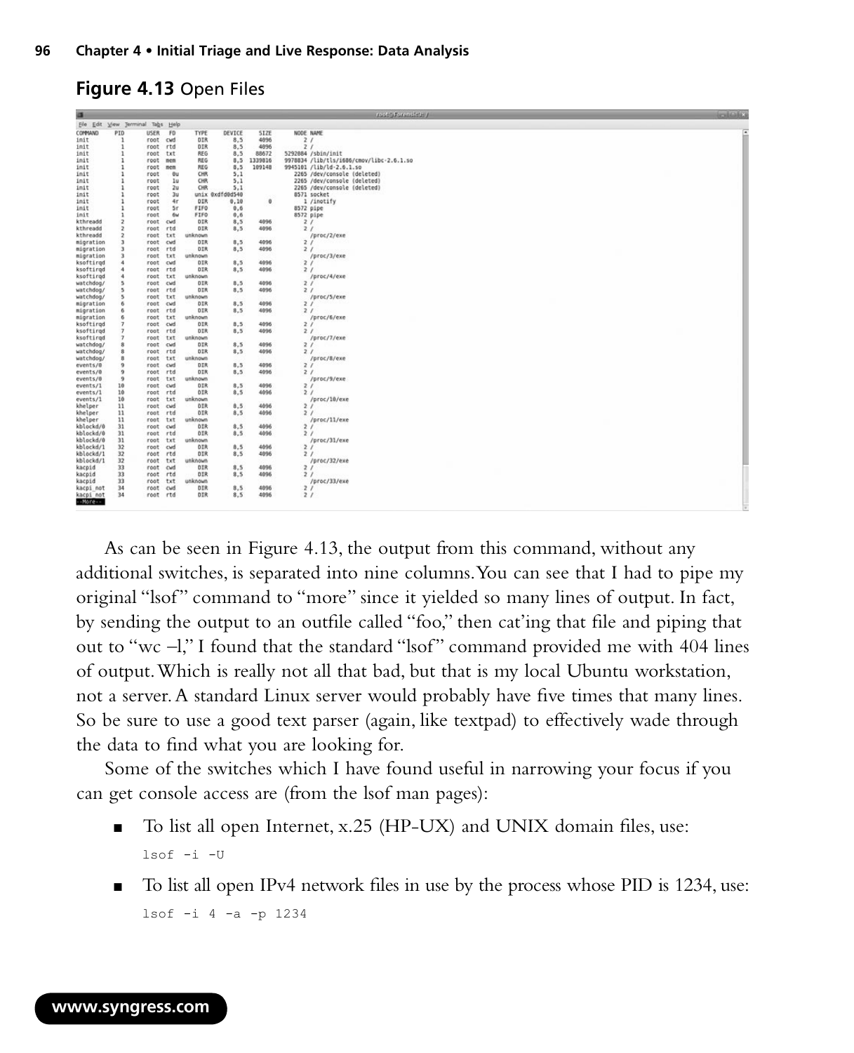**Figure 4.13** Open Files

```
COMMAND     PID   USER   FD    TYPE     DEVICE    SIZE     NODE NAME
init          1   root  cwd     DIR        8,5    4096        2 /
init          1   root  rtd     DIR        8,5    4096        2 /
init          1   root  txt     REG        8,5   88672  5292084 /sbin/init
init          1   root  mem     REG        8,5 1339816  9978834 /lib/tls/i686/cmov/libc-2.6.1.so
init          1   root  mem     REG        8,5  109148  9945101 /lib/ld-2.6.1.so
init          1   root   0u     CHR        5,1             2265 /dev/console (deleted)
init          1   root   1u     CHR        5,1             2265 /dev/console (deleted)
init          1   root   2u     CHR        5,1             2265 /dev/console (deleted)
init          1   root   3u    unix 0xdfd0d540             8571 socket
init          1   root   4r     DIR       0,10       0        1 /inotify
init          1   root   5r    FIFO        0,6             8572 pipe
init          1   root   6w    FIFO        0,6             8572 pipe
kthreadd      2   root  cwd     DIR        8,5    4096        2 /
kthreadd      2   root  rtd     DIR        8,5    4096        2 /
kthreadd      2   root  txt unknown                             /proc/2/exe
migration     3   root  cwd     DIR        8,5    4096        2 /
migration     3   root  rtd     DIR        8,5    4096        2 /
migration     3   root  txt unknown                             /proc/3/exe
ksoftirqd     4   root  cwd     DIR        8,5    4096        2 /
ksoftirqd     4   root  rtd     DIR        8,5    4096        2 /
ksoftirqd     4   root  txt unknown                             /proc/4/exe
watchdog/     5   root  cwd     DIR        8,5    4096        2 /
watchdog/     5   root  rtd     DIR        8,5    4096        2 /
watchdog/     5   root  txt unknown                             /proc/5/exe
migration     6   root  cwd     DIR        8,5    4096        2 /
migration     6   root  rtd     DIR        8,5    4096        2 /
migration     6   root  txt unknown                             /proc/6/exe
ksoftirqd     7   root  cwd     DIR        8,5    4096        2 /
ksoftirqd     7   root  rtd     DIR        8,5    4096        2 /
ksoftirqd     7   root  txt unknown                             /proc/7/exe
watchdog/     8   root  cwd     DIR        8,5    4096        2 /
watchdog/     8   root  rtd     DIR        8,5    4096        2 /
watchdog/     8   root  txt unknown                             /proc/8/exe
events/0      9   root  cwd     DIR        8,5    4096        2 /
events/0      9   root  rtd     DIR        8,5    4096        2 /
events/0      9   root  txt unknown                             /proc/9/exe
events/1     10   root  cwd     DIR        8,5    4096        2 /
events/1     10   root  rtd     DIR        8,5    4096        2 /
events/1     10   root  txt unknown                             /proc/10/exe
khelper      11   root  cwd     DIR        8,5    4096        2 /
khelper      11   root  rtd     DIR        8,5    4096        2 /
khelper      11   root  txt unknown                             /proc/11/exe
kblockd/0    31   root  cwd     DIR        8,5    4096        2 /
kblockd/0    31   root  rtd     DIR        8,5    4096        2 /
kblockd/0    31   root  txt unknown                             /proc/31/exe
kblockd/1    32   root  cwd     DIR        8,5    4096        2 /
kblockd/1    32   root  rtd     DIR        8,5    4096        2 /
kblockd/1    32   root  txt unknown                             /proc/32/exe
kacpid       33   root  cwd     DIR        8,5    4096        2 /
kacpid       33   root  rtd     DIR        8,5    4096        2 /
kacpid       33   root  txt unknown                             /proc/33/exe
kacpi_not    34   root  cwd     DIR        8,5    4096        2 /
kacpi_not    34   root  rtd     DIR        8,5    4096        2 /
--More--
```

As can be seen in Figure 4.13, the output from this command, without any additional switches, is separated into nine columns. You can see that I had to pipe my original "lsof" command to "more" since it yielded so many lines of output. In fact, by sending the output to an outfile called "foo," then cat'ing that file and piping that out to "wc –l," I found that the standard "lsof" command provided me with 404 lines of output. Which is really not all that bad, but that is my local Ubuntu workstation, not a server. A standard Linux server would probably have five times that many lines. So be sure to use a good text parser (again, like textpad) to effectively wade through the data to find what you are looking for.

Some of the switches which I have found useful in narrowing your focus if you can get console access are (from the lsof man pages):

- To list all open Internet, x.25 (HP-UX) and UNIX domain files, use:

  ```
  lsof -i -U
  ```

- To list all open IPv4 network files in use by the process whose PID is 1234, use:

  ```
  lsof -i 4 -a -p 1234
  ```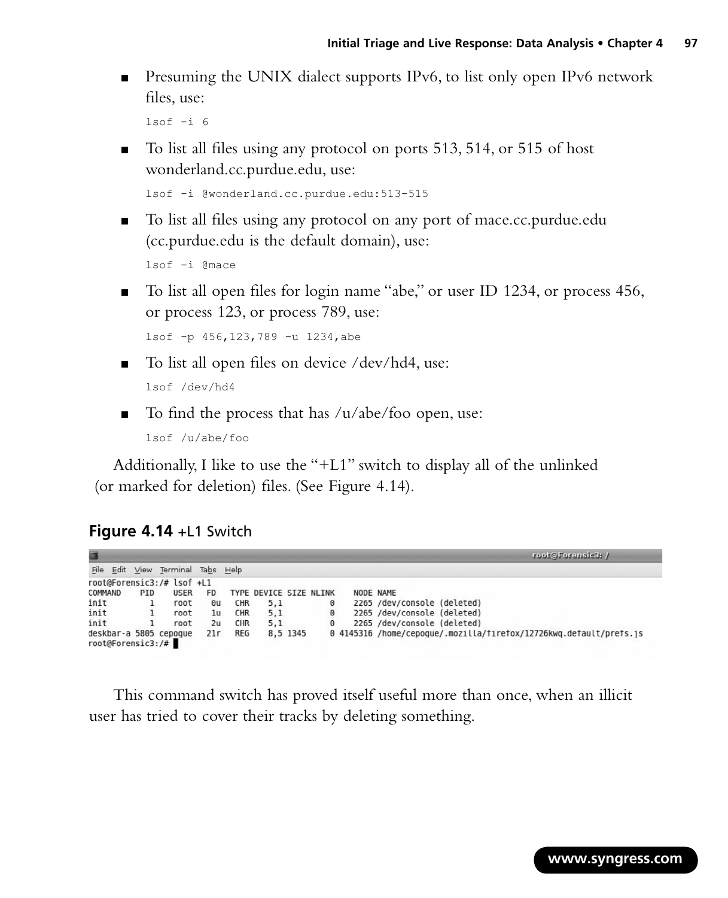- Presuming the UNIX dialect supports IPv6, to list only open IPv6 network files, use:

```
lsof -i 6
```

- To list all files using any protocol on ports 513, 514, or 515 of host wonderland.cc.purdue.edu, use:

```
lsof -i @wonderland.cc.purdue.edu:513-515
```

- To list all files using any protocol on any port of mace.cc.purdue.edu (cc.purdue.edu is the default domain), use:

```
lsof -i @mace
```

- To list all open files for login name "abe," or user ID 1234, or process 456, or process 123, or process 789, use:

```
lsof -p 456,123,789 -u 1234,abe
```

- To list all open files on device /dev/hd4, use:

```
lsof /dev/hd4
```

- To find the process that has /u/abe/foo open, use:

```
lsof /u/abe/foo
```

Additionally, I like to use the "+L1" switch to display all of the unlinked (or marked for deletion) files. (See Figure 4.14).

**Figure 4.14** +L1 Switch

```
root@Forensic3:/# lsof +L1
COMMAND     PID     USER   FD   TYPE DEVICE SIZE NLINK    NODE NAME
init          1     root   0u   CHR    5,1           0    2265 /dev/console (deleted)
init          1     root   1u   CHR    5,1           0    2265 /dev/console (deleted)
init          1     root   2u   CHR    5,1           0    2265 /dev/console (deleted)
deskbar-a 5805 cepoque    21r   REG    8,5 1345      0 4145316 /home/cepoque/.mozilla/firefox/12726kwq.default/prefs.js
root@Forensic3:/#
```

This command switch has proved itself useful more than once, when an illicit user has tried to cover their tracks by deleting something.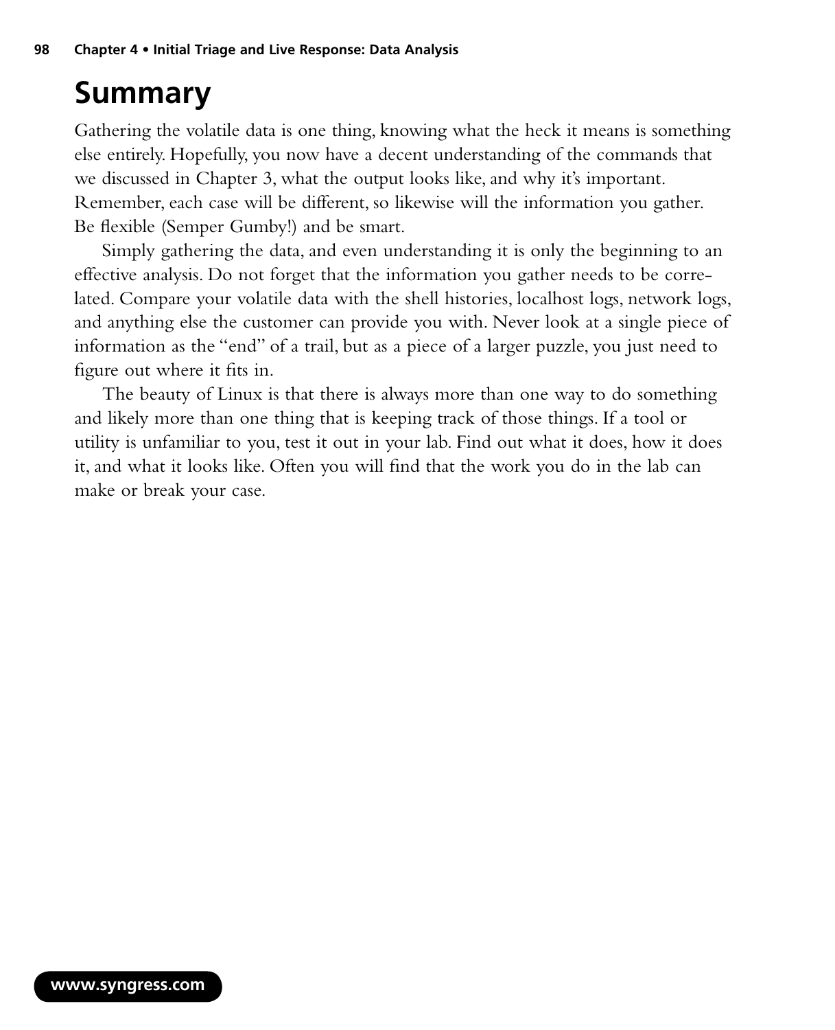# Summary

Gathering the volatile data is one thing, knowing what the heck it means is something else entirely. Hopefully, you now have a decent understanding of the commands that we discussed in Chapter 3, what the output looks like, and why it's important. Remember, each case will be different, so likewise will the information you gather. Be flexible (Semper Gumby!) and be smart.

Simply gathering the data, and even understanding it is only the beginning to an effective analysis. Do not forget that the information you gather needs to be correlated. Compare your volatile data with the shell histories, localhost logs, network logs, and anything else the customer can provide you with. Never look at a single piece of information as the "end" of a trail, but as a piece of a larger puzzle, you just need to figure out where it fits in.

The beauty of Linux is that there is always more than one way to do something and likely more than one thing that is keeping track of those things. If a tool or utility is unfamiliar to you, test it out in your lab. Find out what it does, how it does it, and what it looks like. Often you will find that the work you do in the lab can make or break your case.